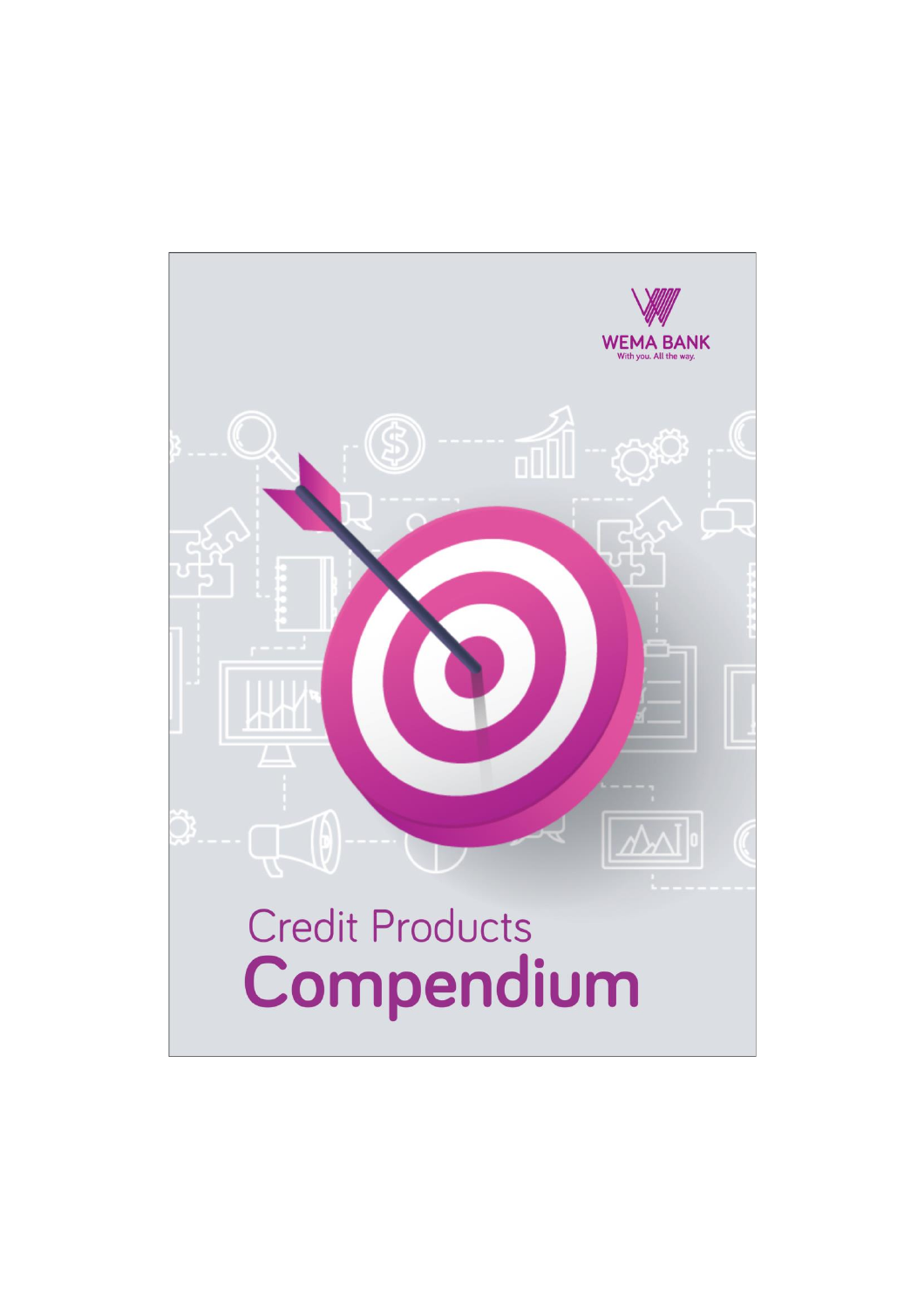WEMA BANK

With you. All the way.

# Credit Products Compendium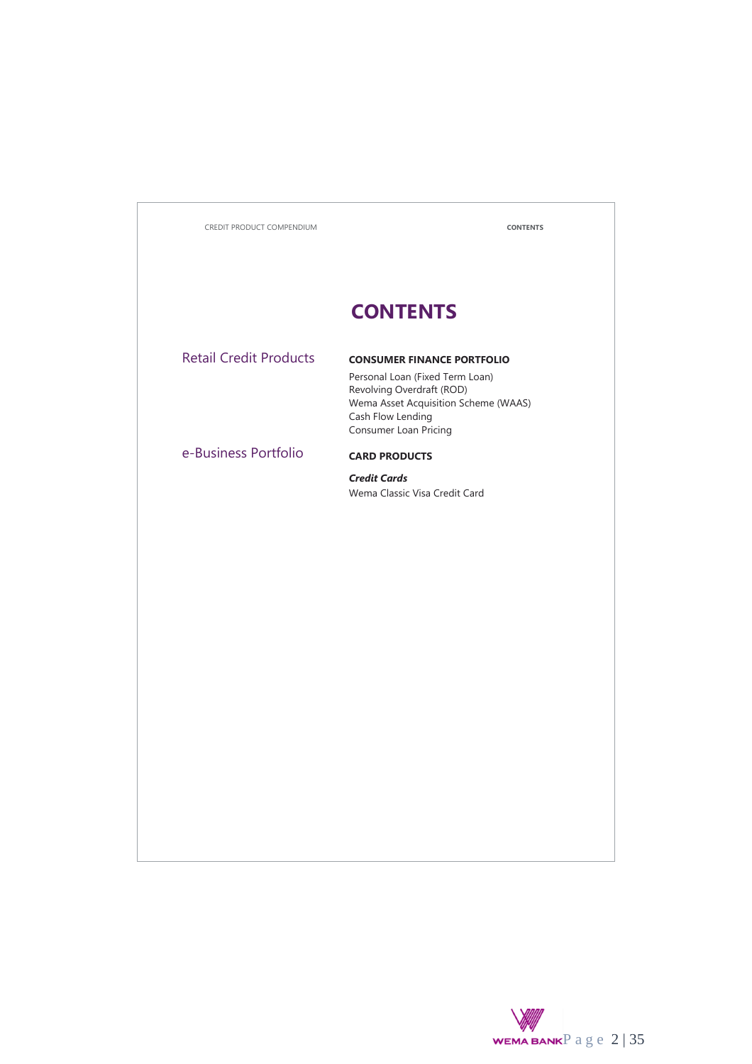# CONTENTS

## Retail Credit Products

### CONSUMER FINANCE PORTFOLIO

Personal Loan (Fixed Term Loan)
Revolving Overdraft (ROD)
Wema Asset Acquisition Scheme (WAAS)
Cash Flow Lending
Consumer Loan Pricing

## e-Business Portfolio

### CARD PRODUCTS

***Credit Cards***

Wema Classic Visa Credit Card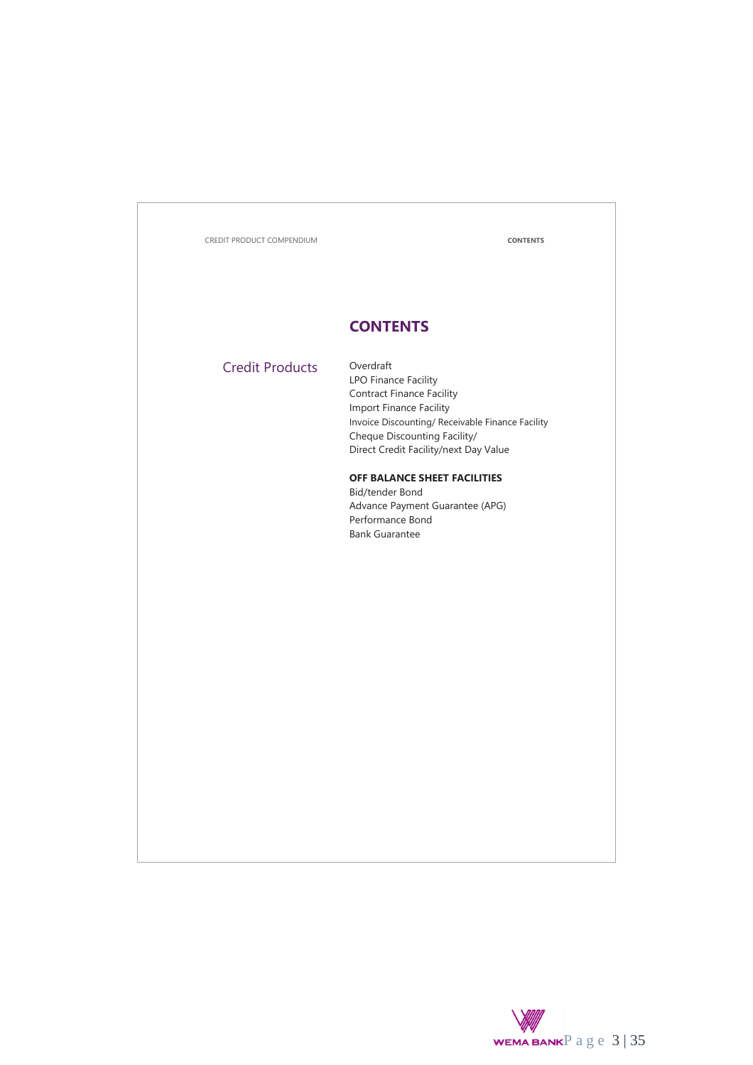# CONTENTS

## Credit Products

Overdraft
LPO Finance Facility
Contract Finance Facility
Import Finance Facility
Invoice Discounting/ Receivable Finance Facility
Cheque Discounting Facility/
Direct Credit Facility/next Day Value

**OFF BALANCE SHEET FACILITIES**

Bid/tender Bond
Advance Payment Guarantee (APG)
Performance Bond
Bank Guarantee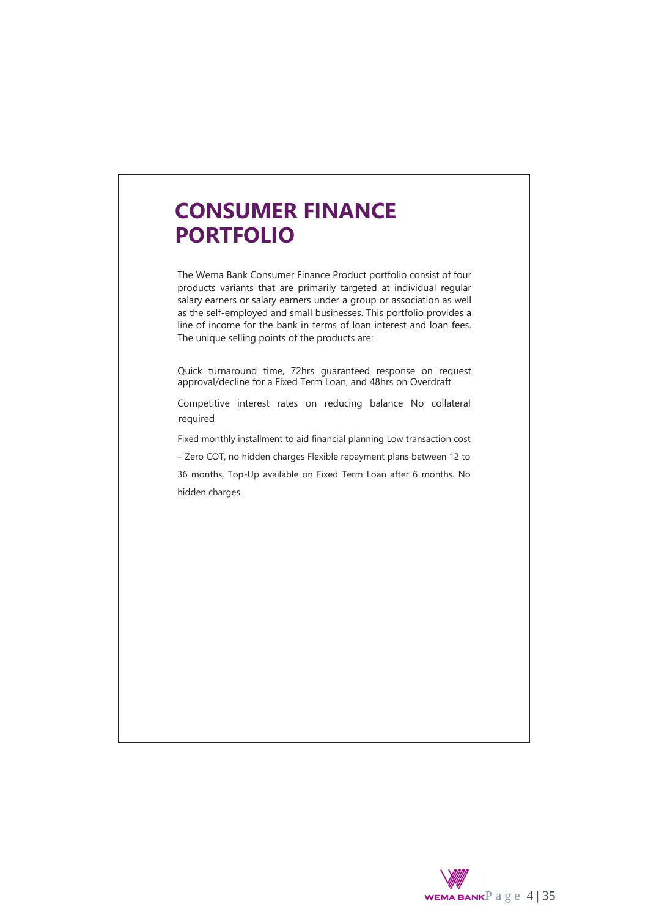# CONSUMER FINANCE PORTFOLIO

The Wema Bank Consumer Finance Product portfolio consist of four products variants that are primarily targeted at individual regular salary earners or salary earners under a group or association as well as the self-employed and small businesses. This portfolio provides a line of income for the bank in terms of loan interest and loan fees. The unique selling points of the products are:

Quick turnaround time, 72hrs guaranteed response on request approval/decline for a Fixed Term Loan, and 48hrs on Overdraft

Competitive interest rates on reducing balance No collateral required

Fixed monthly installment to aid financial planning Low transaction cost – Zero COT, no hidden charges Flexible repayment plans between 12 to 36 months, Top-Up available on Fixed Term Loan after 6 months. No hidden charges.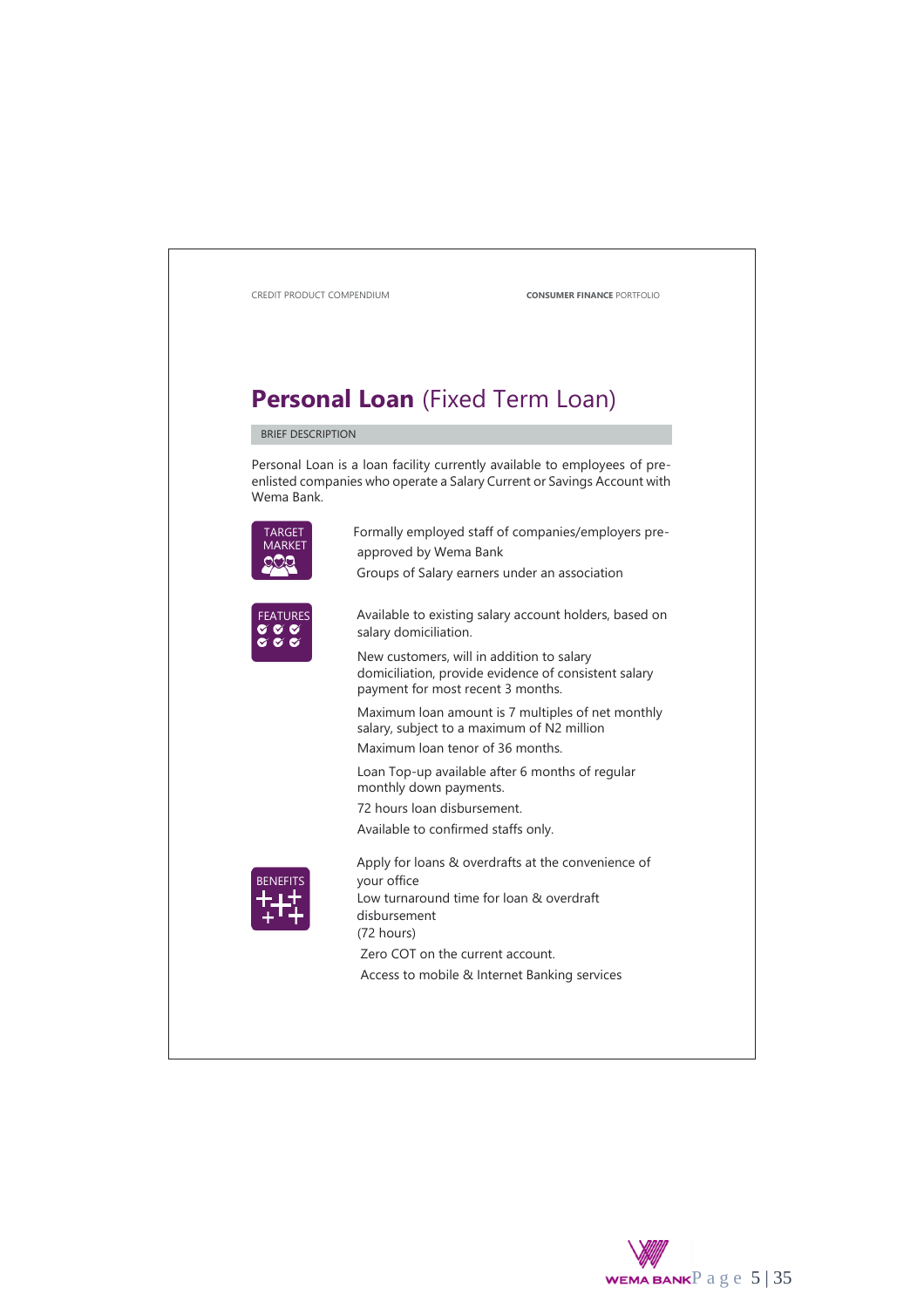# **Personal Loan** (Fixed Term Loan)

## BRIEF DESCRIPTION

Personal Loan is a loan facility currently available to employees of pre-enlisted companies who operate a Salary Current or Savings Account with Wema Bank.

### TARGET MARKET

- Formally employed staff of companies/employers pre-approved by Wema Bank
- Groups of Salary earners under an association

### FEATURES

- Available to existing salary account holders, based on salary domiciliation.
- New customers, will in addition to salary domiciliation, provide evidence of consistent salary payment for most recent 3 months.
- Maximum loan amount is 7 multiples of net monthly salary, subject to a maximum of N2 million
- Maximum loan tenor of 36 months.
- Loan Top-up available after 6 months of regular monthly down payments.
- 72 hours loan disbursement.
- Available to confirmed staffs only.

### BENEFITS

- Apply for loans & overdrafts at the convenience of your office
- Low turnaround time for loan & overdraft disbursement (72 hours)
- Zero COT on the current account.
- Access to mobile & Internet Banking services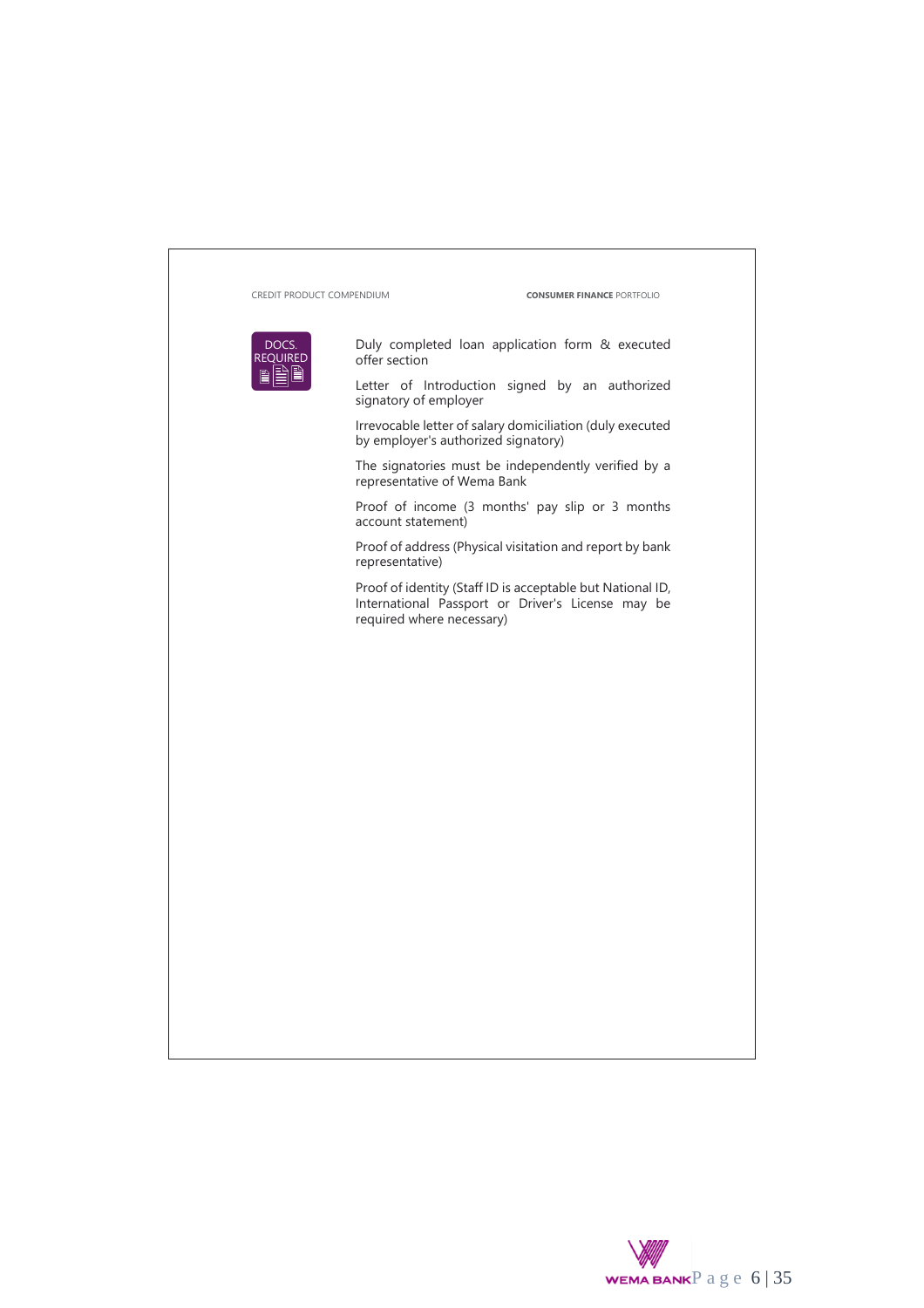DOCS. REQUIRED

- Duly completed loan application form & executed offer section
- Letter of Introduction signed by an authorized signatory of employer
- Irrevocable letter of salary domiciliation (duly executed by employer's authorized signatory)
- The signatories must be independently verified by a representative of Wema Bank
- Proof of income (3 months' pay slip or 3 months account statement)
- Proof of address (Physical visitation and report by bank representative)
- Proof of identity (Staff ID is acceptable but National ID, International Passport or Driver's License may be required where necessary)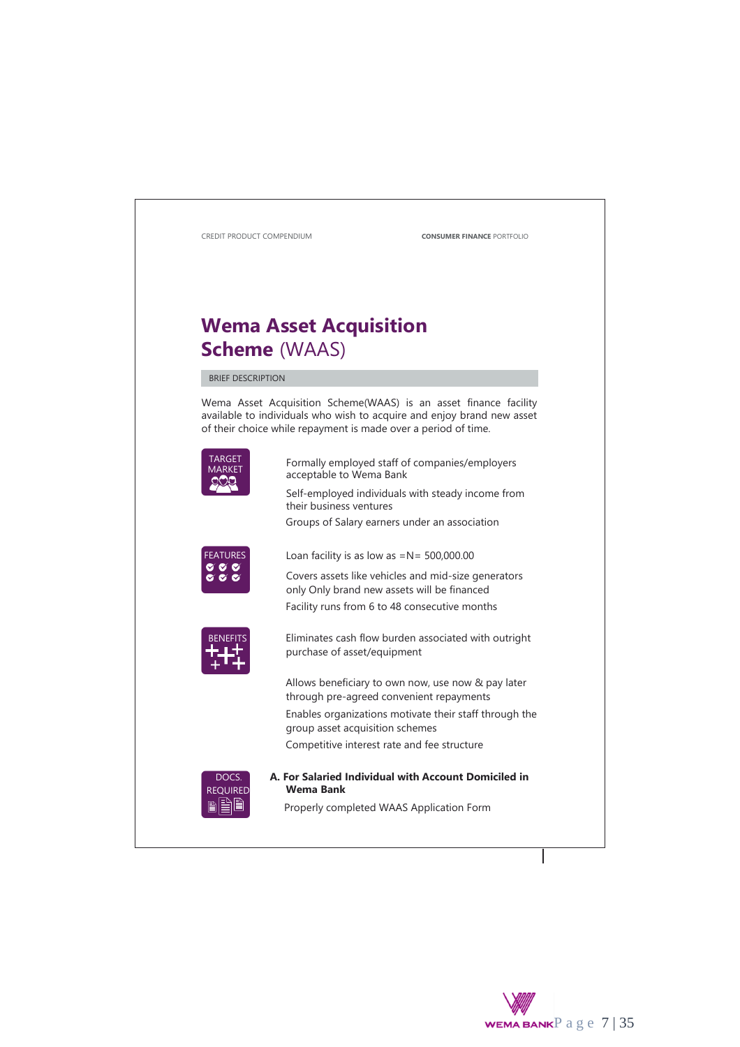# Wema Asset Acquisition Scheme (WAAS)

BRIEF DESCRIPTION

Wema Asset Acquisition Scheme(WAAS) is an asset finance facility available to individuals who wish to acquire and enjoy brand new asset of their choice while repayment is made over a period of time.

**TARGET MARKET**

- Formally employed staff of companies/employers acceptable to Wema Bank
- Self-employed individuals with steady income from their business ventures
- Groups of Salary earners under an association

**FEATURES**

- Loan facility is as low as =N= 500,000.00
- Covers assets like vehicles and mid-size generators only Only brand new assets will be financed
- Facility runs from 6 to 48 consecutive months

**BENEFITS**

- Eliminates cash flow burden associated with outright purchase of asset/equipment
- Allows beneficiary to own now, use now & pay later through pre-agreed convenient repayments
- Enables organizations motivate their staff through the group asset acquisition schemes
- Competitive interest rate and fee structure

**DOCS. REQUIRED**

**A. For Salaried Individual with Account Domiciled in Wema Bank**

- Properly completed WAAS Application Form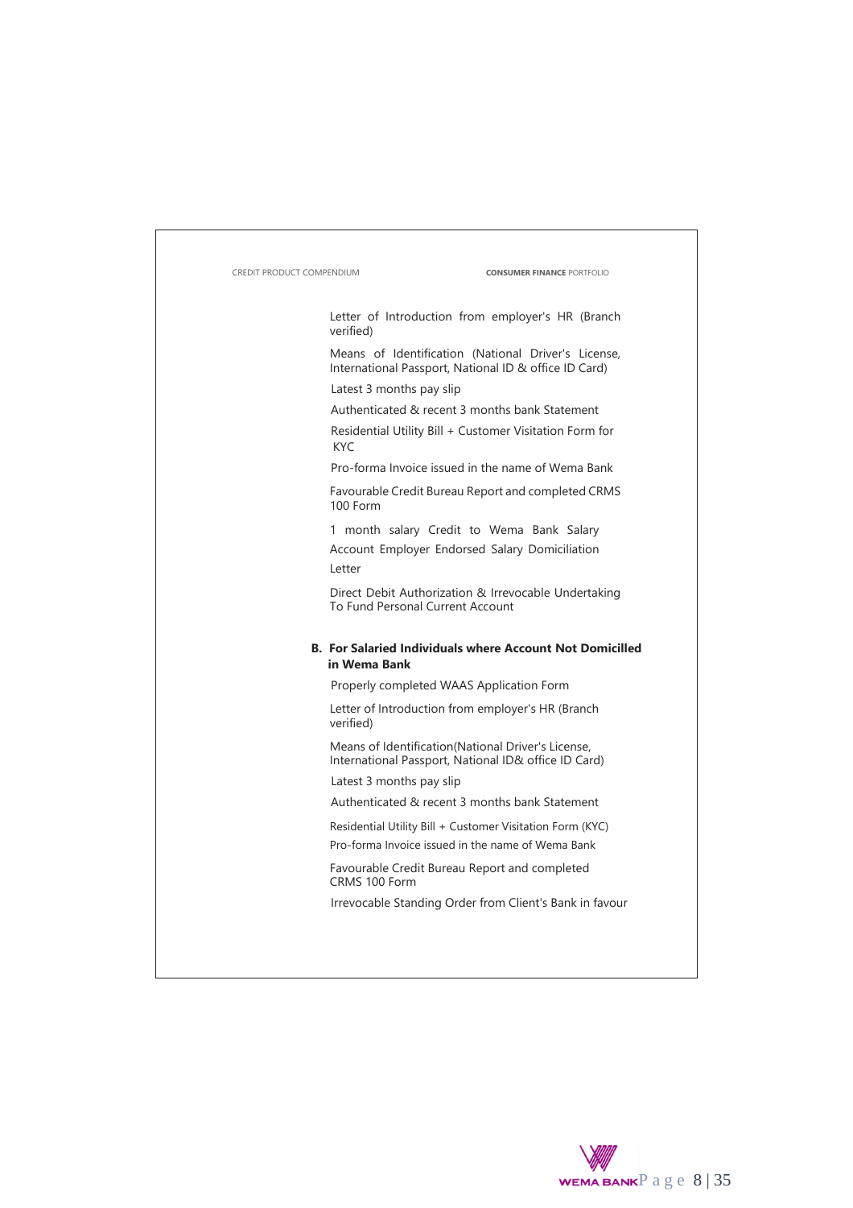- Letter of Introduction from employer's HR (Branch verified)
- Means of Identification (National Driver's License, International Passport, National ID & office ID Card)
- Latest 3 months pay slip
- Authenticated & recent 3 months bank Statement
- Residential Utility Bill + Customer Visitation Form for KYC
- Pro-forma Invoice issued in the name of Wema Bank
- Favourable Credit Bureau Report and completed CRMS 100 Form
- 1 month salary Credit to Wema Bank Salary Account Employer Endorsed Salary Domiciliation Letter
- Direct Debit Authorization & Irrevocable Undertaking To Fund Personal Current Account

**B. For Salaried Individuals where Account Not Domicilled in Wema Bank**

- Properly completed WAAS Application Form
- Letter of Introduction from employer's HR (Branch verified)
- Means of Identification(National Driver's License, International Passport, National ID& office ID Card)
- Latest 3 months pay slip
- Authenticated & recent 3 months bank Statement
- Residential Utility Bill + Customer Visitation Form (KYC)
- Pro-forma Invoice issued in the name of Wema Bank
- Favourable Credit Bureau Report and completed CRMS 100 Form
- Irrevocable Standing Order from Client's Bank in favour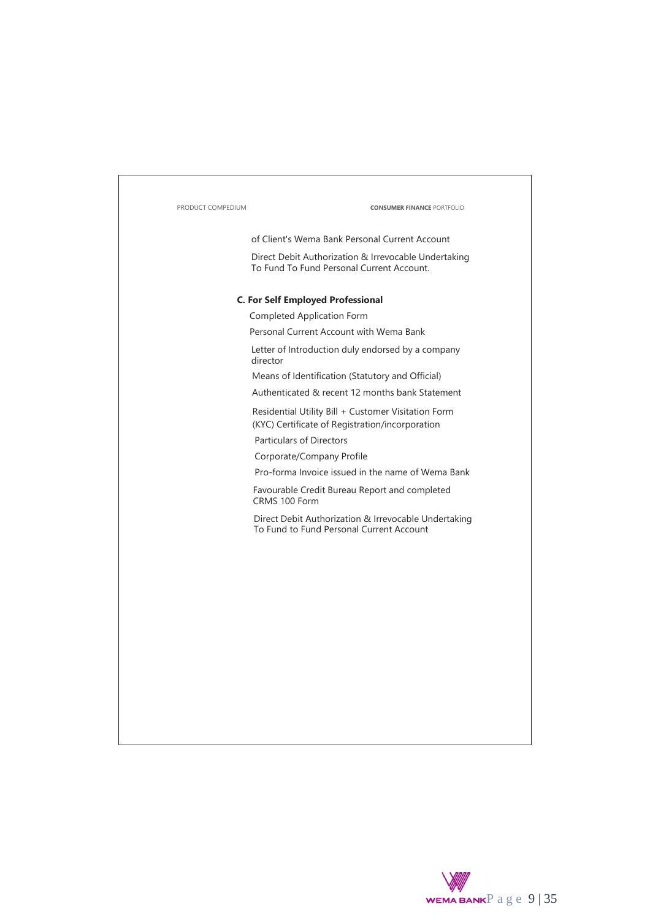of Client's Wema Bank Personal Current Account

Direct Debit Authorization & Irrevocable Undertaking To Fund To Fund Personal Current Account.

**C. For Self Employed Professional**

Completed Application Form

Personal Current Account with Wema Bank

Letter of Introduction duly endorsed by a company director

Means of Identification (Statutory and Official)

Authenticated & recent 12 months bank Statement

Residential Utility Bill + Customer Visitation Form (KYC) Certificate of Registration/incorporation

Particulars of Directors

Corporate/Company Profile

Pro-forma Invoice issued in the name of Wema Bank

Favourable Credit Bureau Report and completed CRMS 100 Form

Direct Debit Authorization & Irrevocable Undertaking To Fund to Fund Personal Current Account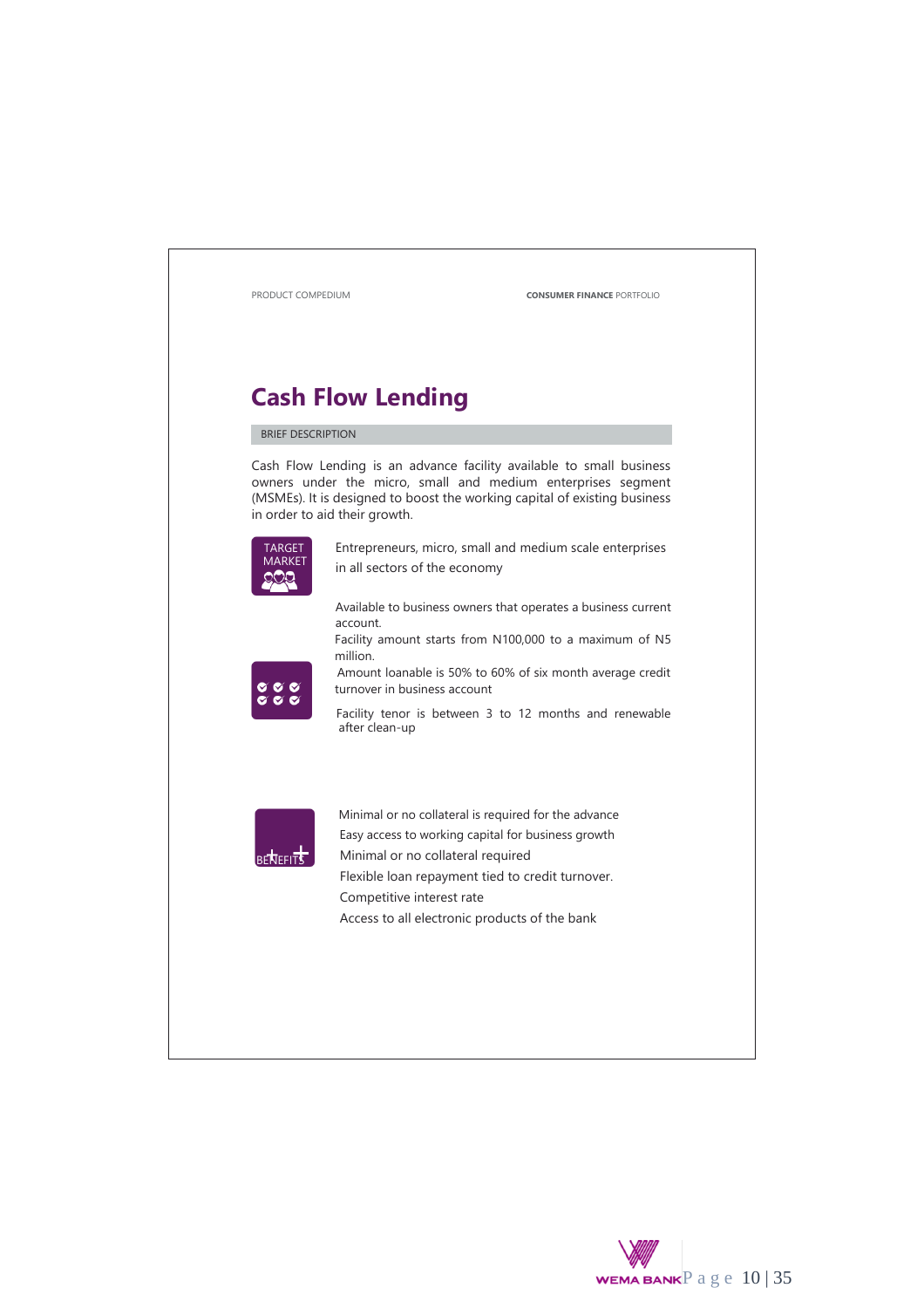# Cash Flow Lending

BRIEF DESCRIPTION

Cash Flow Lending is an advance facility available to small business owners under the micro, small and medium enterprises segment (MSMEs). It is designed to boost the working capital of existing business in order to aid their growth.

TARGET MARKET

Entrepreneurs, micro, small and medium scale enterprises in all sectors of the economy

Available to business owners that operates a business current account.

Facility amount starts from N100,000 to a maximum of N5 million.

Amount loanable is 50% to 60% of six month average credit turnover in business account

Facility tenor is between 3 to 12 months and renewable after clean-up

BENEFITS

Minimal or no collateral is required for the advance

Easy access to working capital for business growth

Minimal or no collateral required

Flexible loan repayment tied to credit turnover.

Competitive interest rate

Access to all electronic products of the bank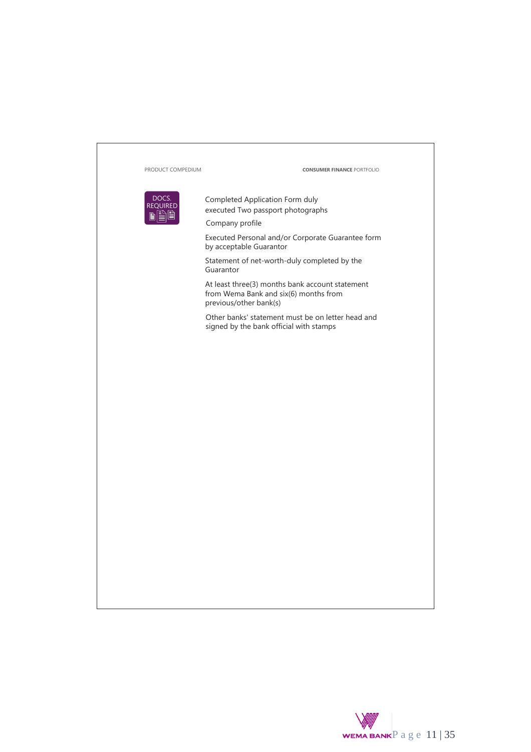DOCS. REQUIRED

- Completed Application Form duly executed Two passport photographs
- Company profile
- Executed Personal and/or Corporate Guarantee form by acceptable Guarantor
- Statement of net-worth-duly completed by the Guarantor
- At least three(3) months bank account statement from Wema Bank and six(6) months from previous/other bank(s)
- Other banks' statement must be on letter head and signed by the bank official with stamps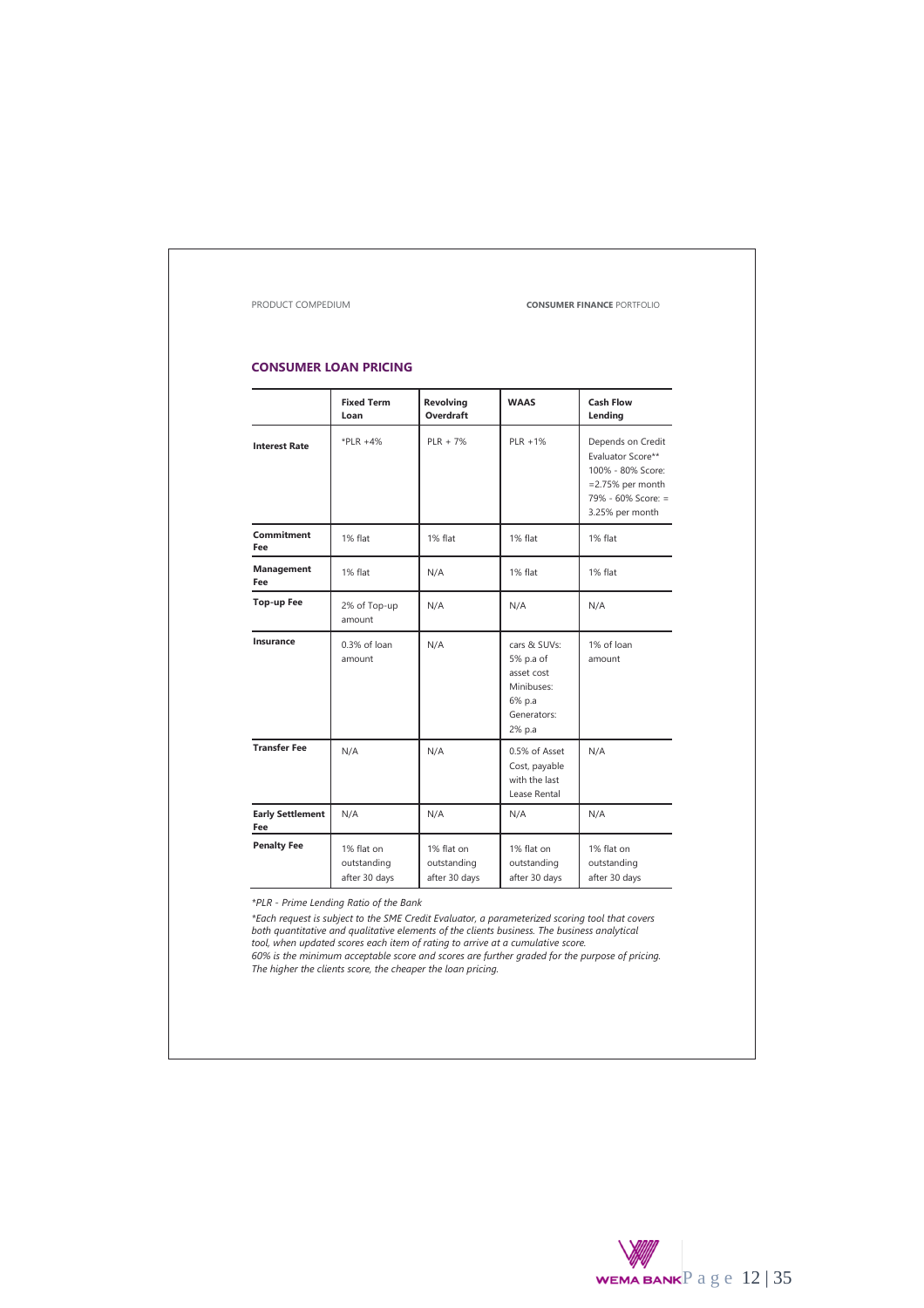## CONSUMER LOAN PRICING

| | Fixed Term Loan | Revolving Overdraft | WAAS | Cash Flow Lending |
|---|---|---|---|---|
| **Interest Rate** | *PLR +4% | PLR + 7% | PLR +1% | Depends on Credit Evaluator Score** 100% - 80% Score: =2.75% per month 79% - 60% Score: = 3.25% per month |
| **Commitment Fee** | 1% flat | 1% flat | 1% flat | 1% flat |
| **Management Fee** | 1% flat | N/A | 1% flat | 1% flat |
| **Top-up Fee** | 2% of Top-up amount | N/A | N/A | N/A |
| **Insurance** | 0.3% of loan amount | N/A | cars & SUVs: 5% p.a of asset cost Minibuses: 6% p.a Generators: 2% p.a | 1% of loan amount |
| **Transfer Fee** | N/A | N/A | 0.5% of Asset Cost, payable with the last Lease Rental | N/A |
| **Early Settlement Fee** | N/A | N/A | N/A | N/A |
| **Penalty Fee** | 1% flat on outstanding after 30 days | 1% flat on outstanding after 30 days | 1% flat on outstanding after 30 days | 1% flat on outstanding after 30 days |

*\*PLR - Prime Lending Ratio of the Bank*

*\*Each request is subject to the SME Credit Evaluator, a parameterized scoring tool that covers both quantitative and qualitative elements of the clients business. The business analytical tool, when updated scores each item of rating to arrive at a cumulative score.*
*60% is the minimum acceptable score and scores are further graded for the purpose of pricing. The higher the clients score, the cheaper the loan pricing.*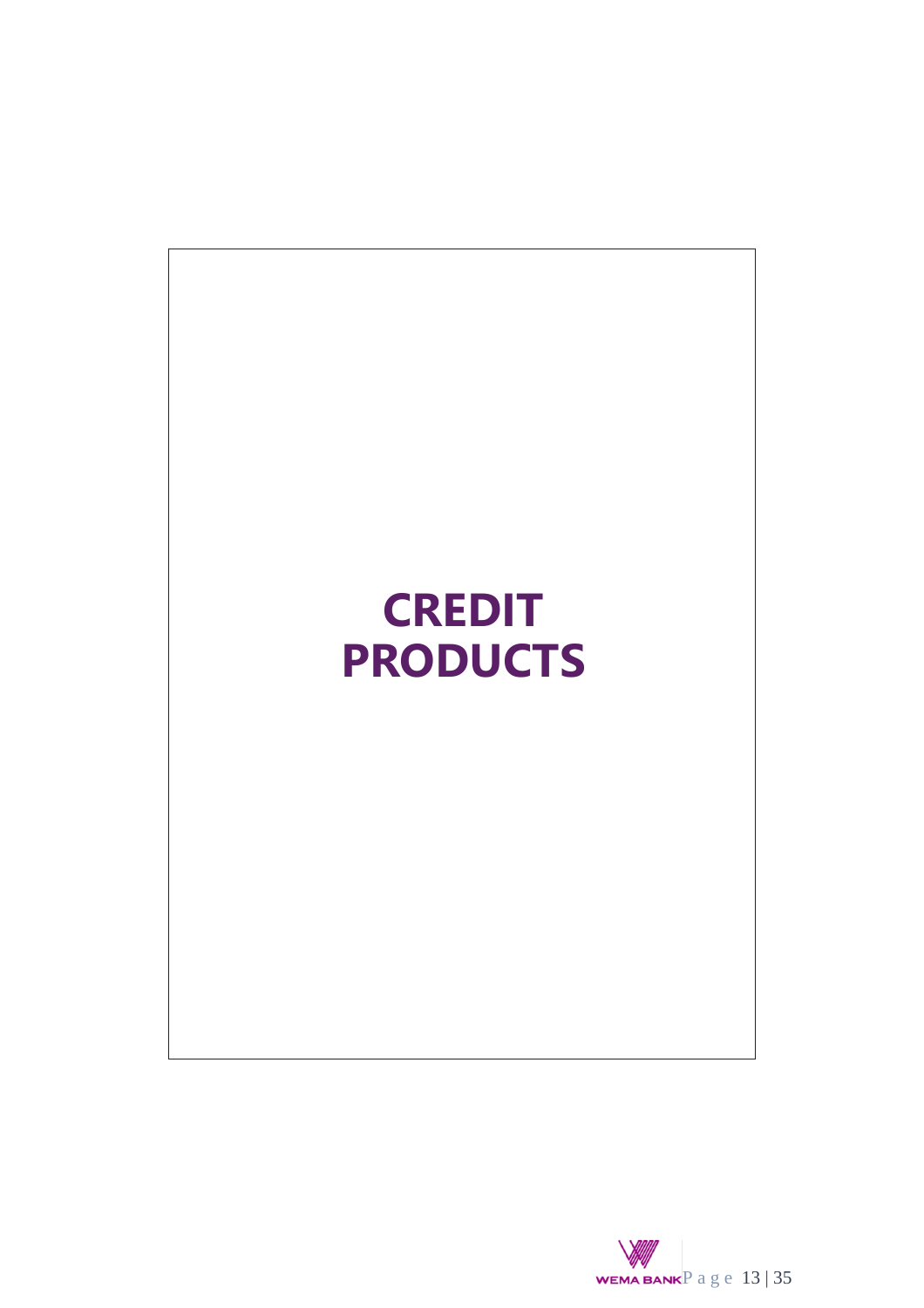# CREDIT PRODUCTS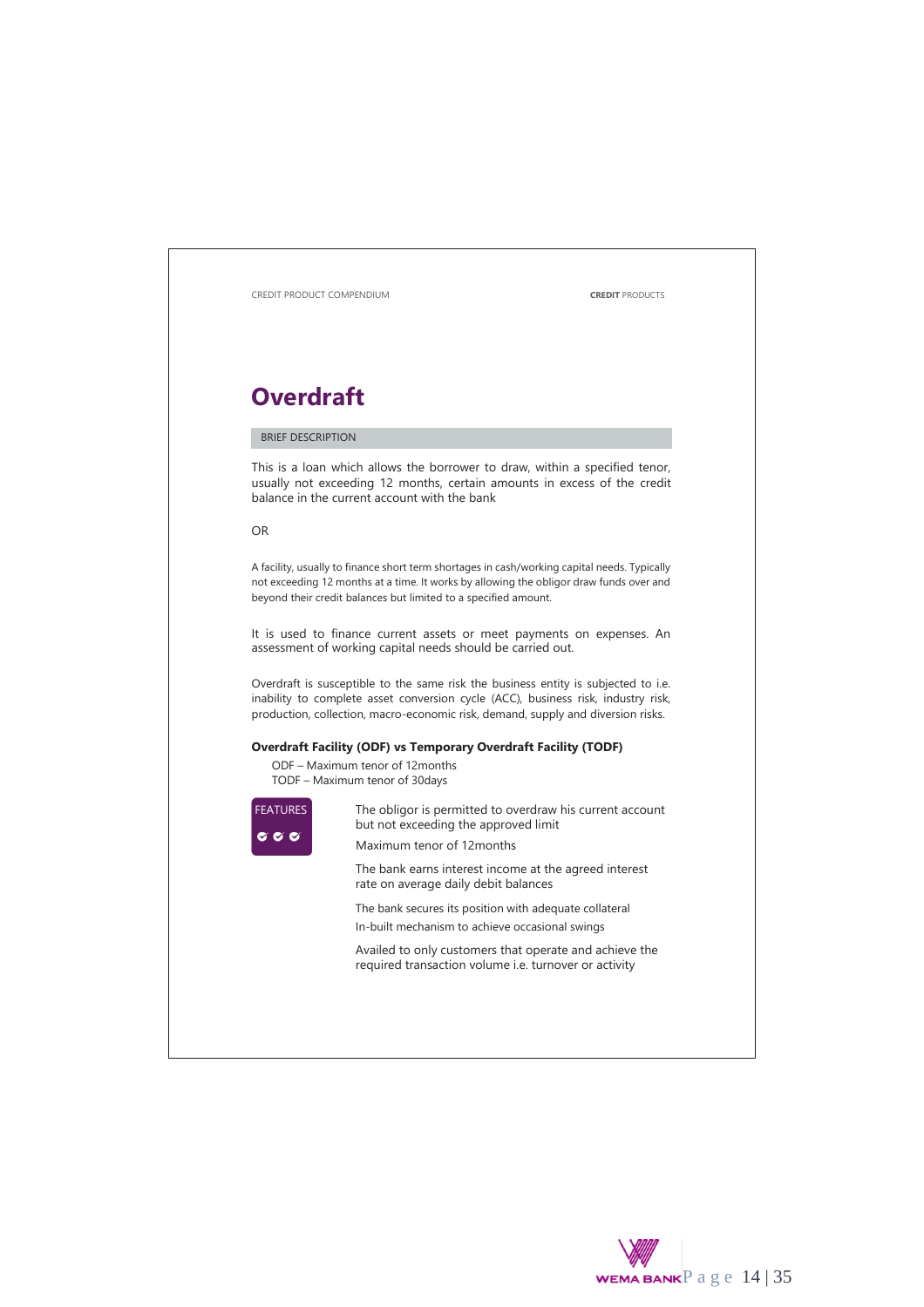# Overdraft

BRIEF DESCRIPTION

This is a loan which allows the borrower to draw, within a specified tenor, usually not exceeding 12 months, certain amounts in excess of the credit balance in the current account with the bank

OR

A facility, usually to finance short term shortages in cash/working capital needs. Typically not exceeding 12 months at a time. It works by allowing the obligor draw funds over and beyond their credit balances but limited to a specified amount.

It is used to finance current assets or meet payments on expenses. An assessment of working capital needs should be carried out.

Overdraft is susceptible to the same risk the business entity is subjected to i.e. inability to complete asset conversion cycle (ACC), business risk, industry risk, production, collection, macro-economic risk, demand, supply and diversion risks.

**Overdraft Facility (ODF) vs Temporary Overdraft Facility (TODF)**

ODF – Maximum tenor of 12months
TODF – Maximum tenor of 30days

FEATURES

- The obligor is permitted to overdraw his current account but not exceeding the approved limit
- Maximum tenor of 12months
- The bank earns interest income at the agreed interest rate on average daily debit balances
- The bank secures its position with adequate collateral
- In-built mechanism to achieve occasional swings
- Availed to only customers that operate and achieve the required transaction volume i.e. turnover or activity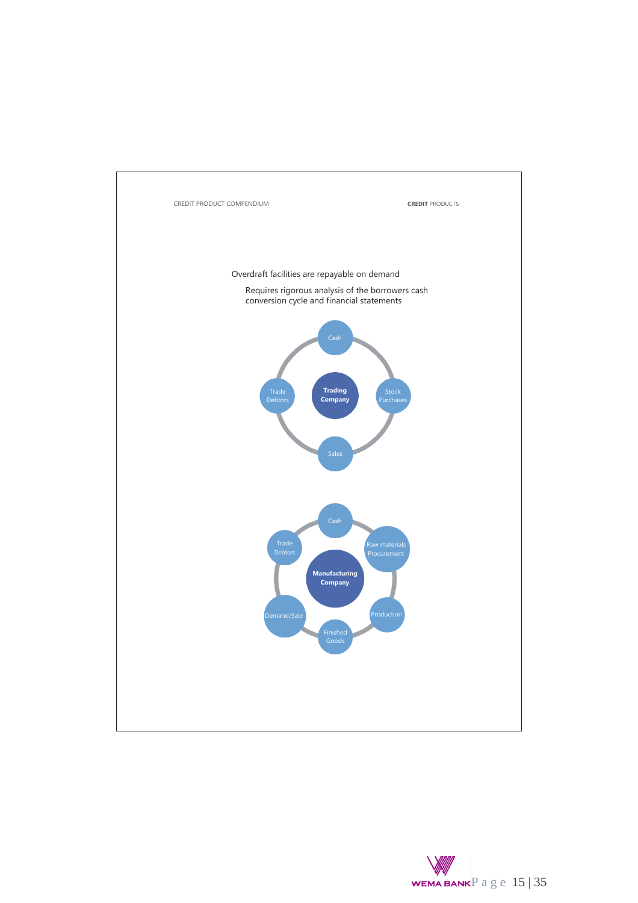Overdraft facilities are repayable on demand

Requires rigorous analysis of the borrowers cash conversion cycle and financial statements

Cash

Trade Debtors

Trading Company

Stock Purchases

Sales

Cash

Trade Debtors

Raw materials Procurement

Manufacturing Company

Demand/Sale

Production

Finished Goods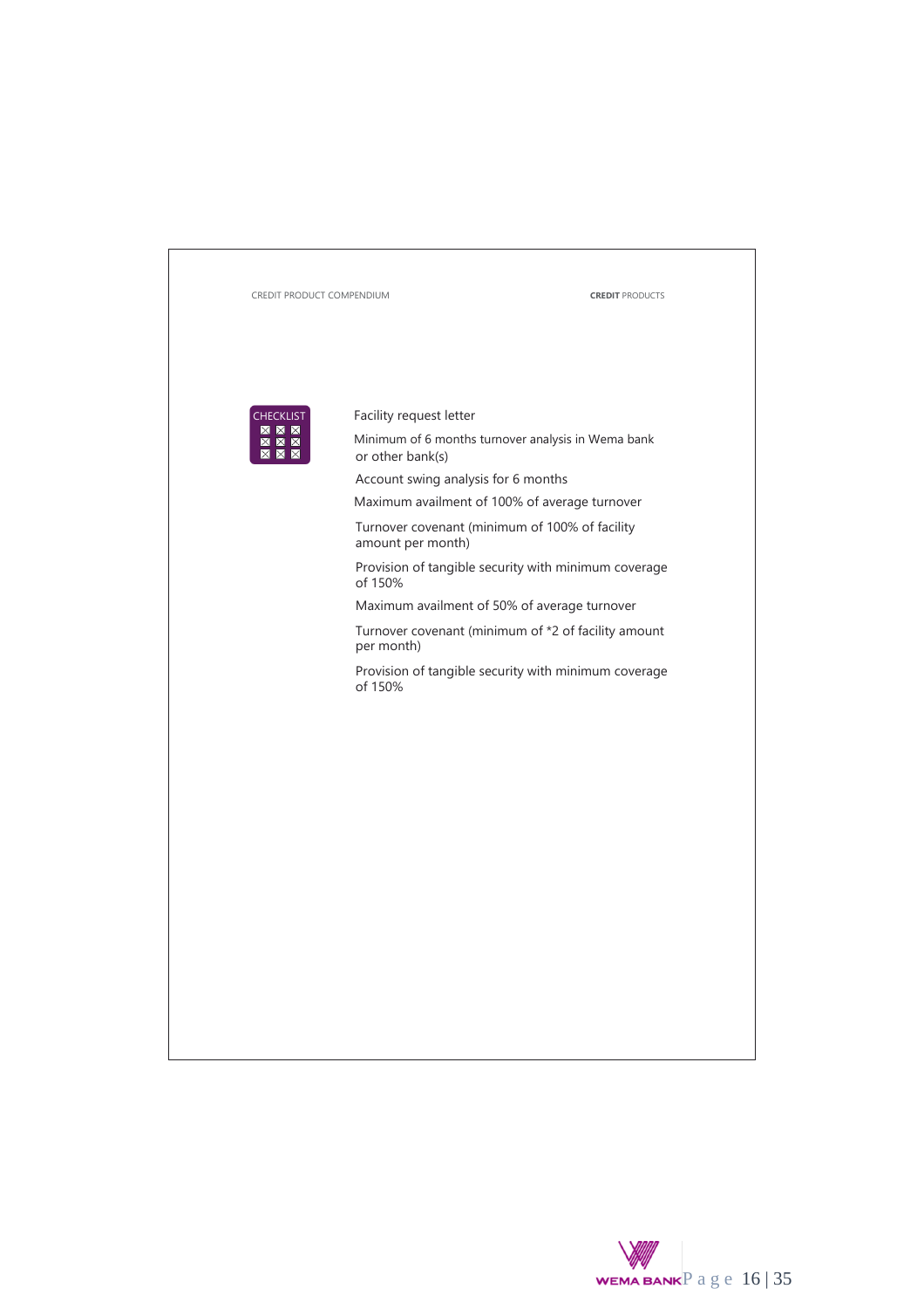CHECKLIST

- Facility request letter
- Minimum of 6 months turnover analysis in Wema bank or other bank(s)
- Account swing analysis for 6 months
- Maximum availment of 100% of average turnover
- Turnover covenant (minimum of 100% of facility amount per month)
- Provision of tangible security with minimum coverage of 150%
- Maximum availment of 50% of average turnover
- Turnover covenant (minimum of *2 of facility amount per month)
- Provision of tangible security with minimum coverage of 150%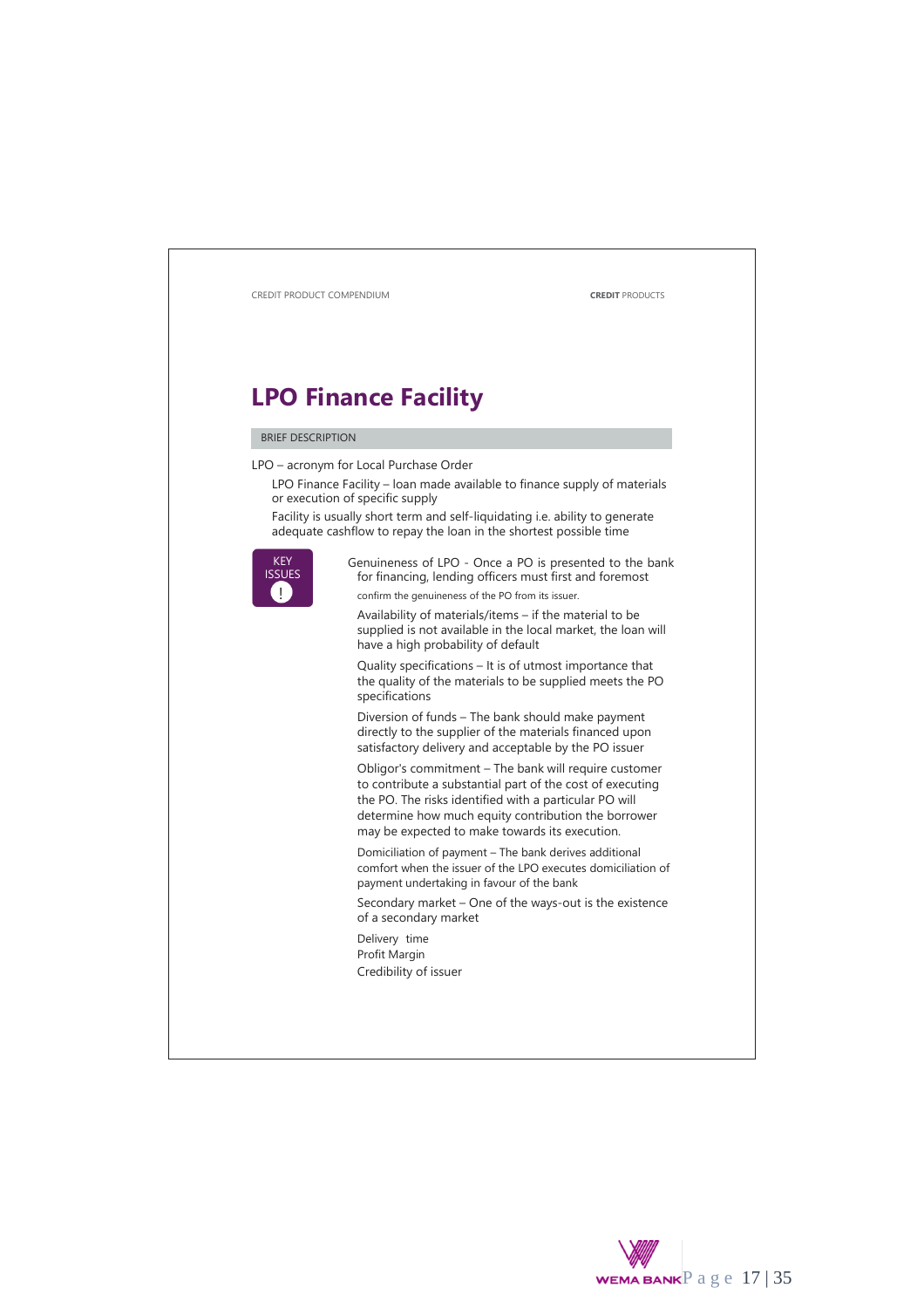# LPO Finance Facility

BRIEF DESCRIPTION

LPO – acronym for Local Purchase Order

- LPO Finance Facility – loan made available to finance supply of materials or execution of specific supply
- Facility is usually short term and self-liquidating i.e. ability to generate adequate cashflow to repay the loan in the shortest possible time

KEY ISSUES

- Genuineness of LPO - Once a PO is presented to the bank for financing, lending officers must first and foremost confirm the genuineness of the PO from its issuer.
- Availability of materials/items – if the material to be supplied is not available in the local market, the loan will have a high probability of default
- Quality specifications – It is of utmost importance that the quality of the materials to be supplied meets the PO specifications
- Diversion of funds – The bank should make payment directly to the supplier of the materials financed upon satisfactory delivery and acceptable by the PO issuer
- Obligor's commitment – The bank will require customer to contribute a substantial part of the cost of executing the PO. The risks identified with a particular PO will determine how much equity contribution the borrower may be expected to make towards its execution.
- Domiciliation of payment – The bank derives additional comfort when the issuer of the LPO executes domiciliation of payment undertaking in favour of the bank
- Secondary market – One of the ways-out is the existence of a secondary market
- Delivery time
- Profit Margin
- Credibility of issuer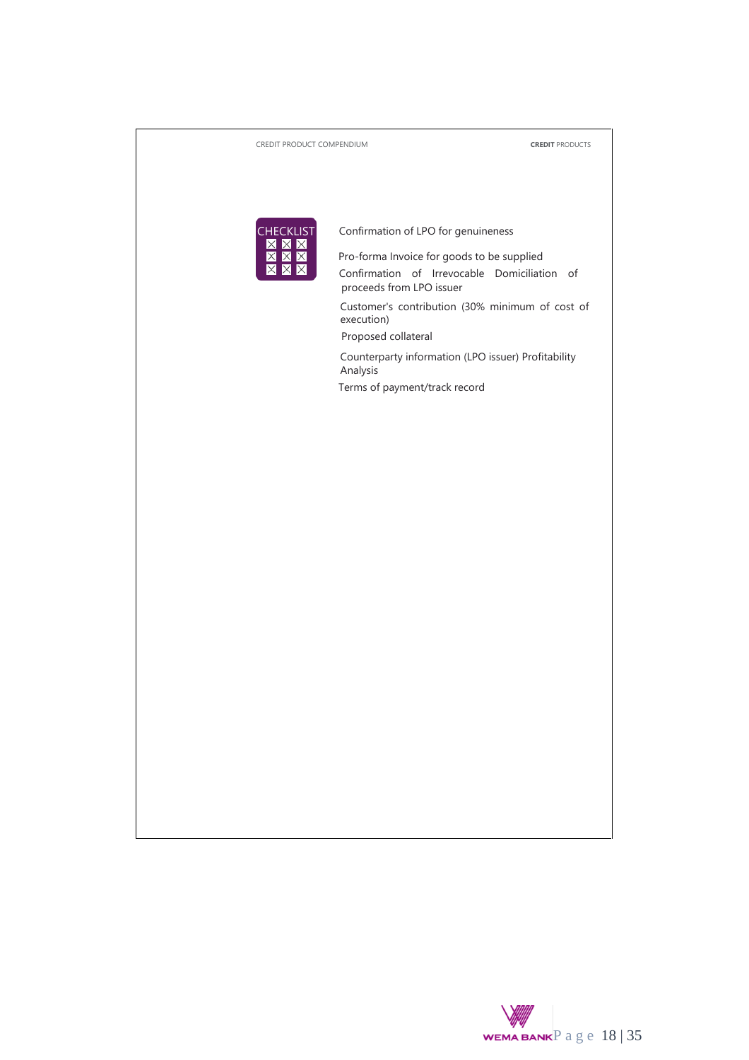CHECKLIST

- Confirmation of LPO for genuineness
- Pro-forma Invoice for goods to be supplied
- Confirmation of Irrevocable Domiciliation of proceeds from LPO issuer
- Customer's contribution (30% minimum of cost of execution)
- Proposed collateral
- Counterparty information (LPO issuer) Profitability Analysis
- Terms of payment/track record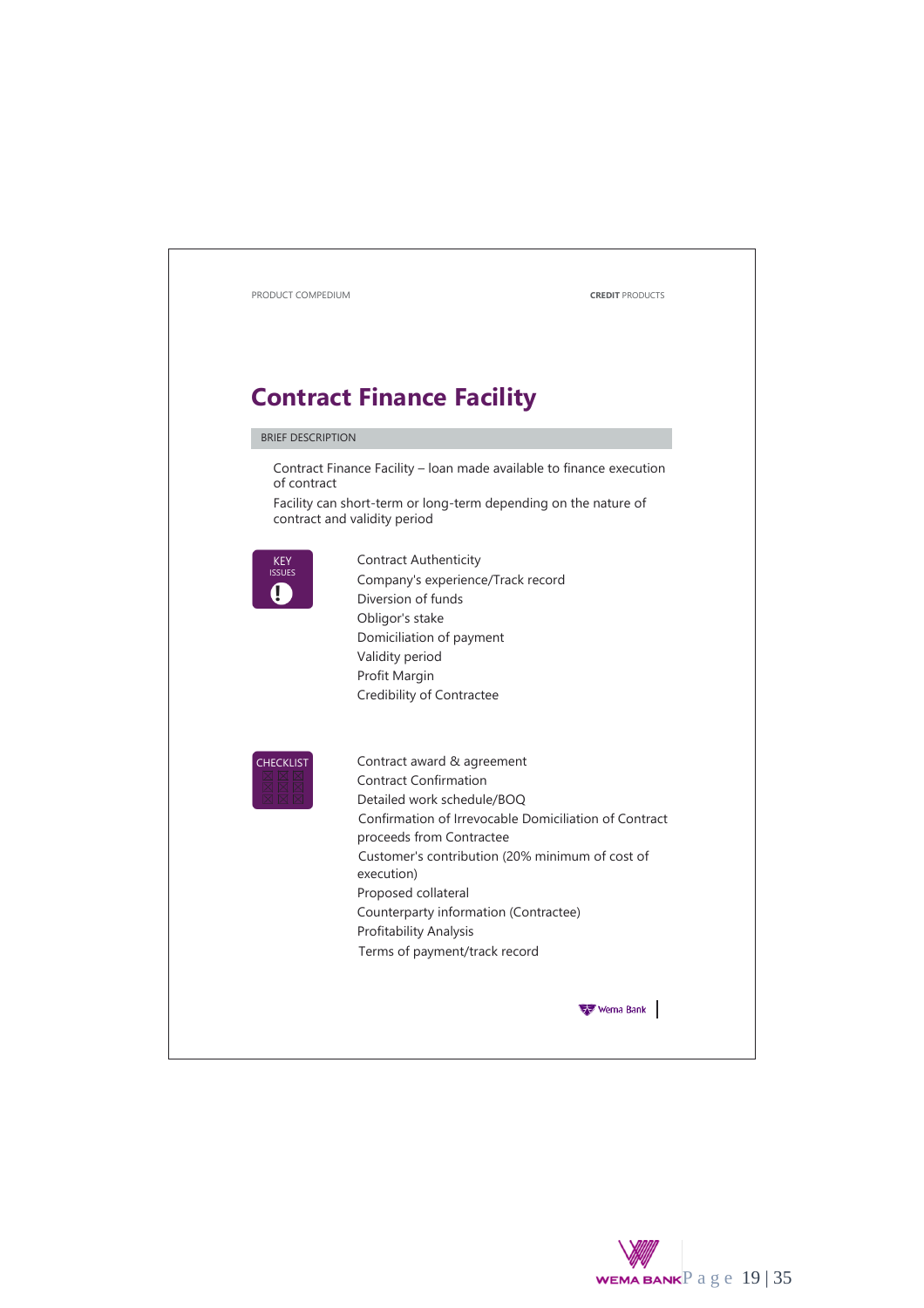# Contract Finance Facility

BRIEF DESCRIPTION

Contract Finance Facility – loan made available to finance execution of contract

Facility can short-term or long-term depending on the nature of contract and validity period

**KEY ISSUES**

- Contract Authenticity
- Company's experience/Track record
- Diversion of funds
- Obligor's stake
- Domiciliation of payment
- Validity period
- Profit Margin
- Credibility of Contractee

**CHECKLIST**

- Contract award & agreement
- Contract Confirmation
- Detailed work schedule/BOQ
- Confirmation of Irrevocable Domiciliation of Contract proceeds from Contractee
- Customer's contribution (20% minimum of cost of execution)
- Proposed collateral
- Counterparty information (Contractee)
- Profitability Analysis
- Terms of payment/track record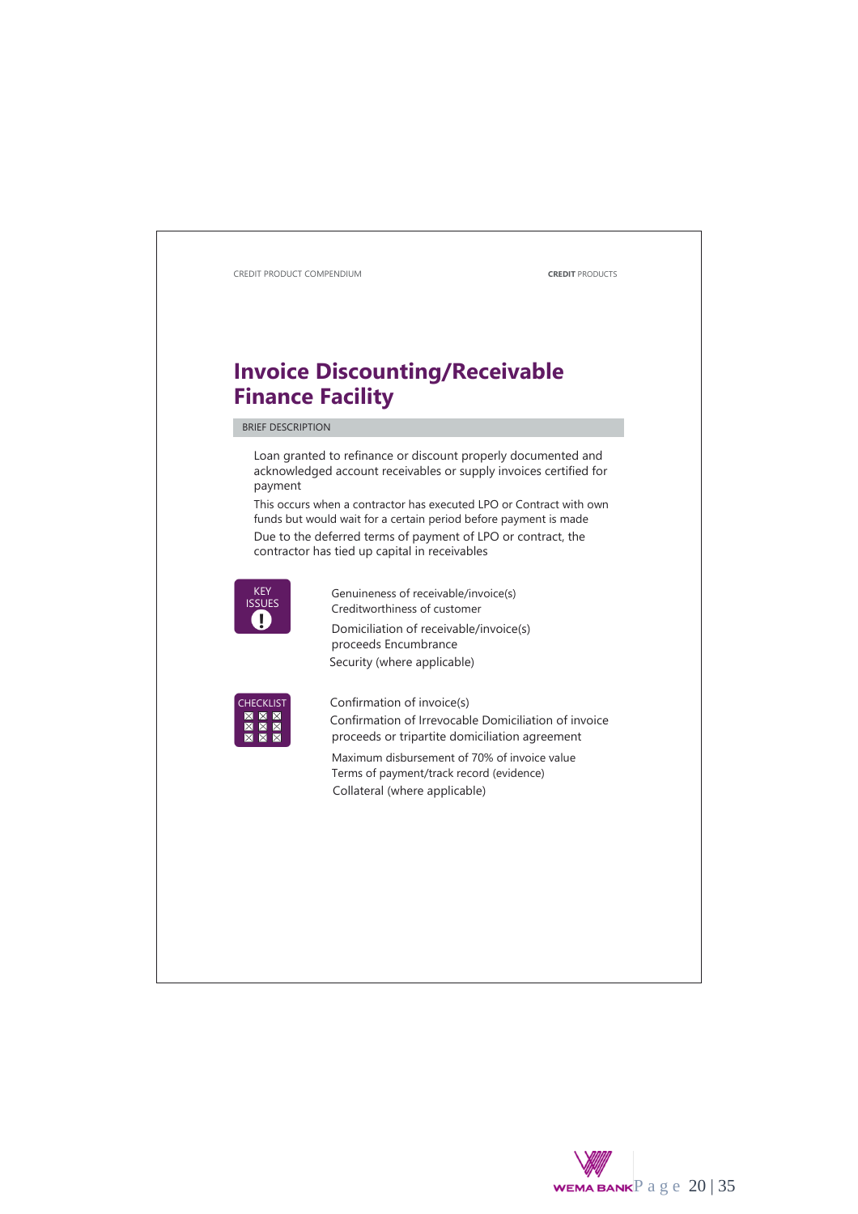# Invoice Discounting/Receivable Finance Facility

BRIEF DESCRIPTION

Loan granted to refinance or discount properly documented and acknowledged account receivables or supply invoices certified for payment

This occurs when a contractor has executed LPO or Contract with own funds but would wait for a certain period before payment is made

Due to the deferred terms of payment of LPO or contract, the contractor has tied up capital in receivables

KEY ISSUES

- Genuineness of receivable/invoice(s)
- Creditworthiness of customer
- Domiciliation of receivable/invoice(s) proceeds Encumbrance
- Security (where applicable)

CHECKLIST

- Confirmation of invoice(s)
- Confirmation of Irrevocable Domiciliation of invoice proceeds or tripartite domiciliation agreement
- Maximum disbursement of 70% of invoice value
- Terms of payment/track record (evidence)
- Collateral (where applicable)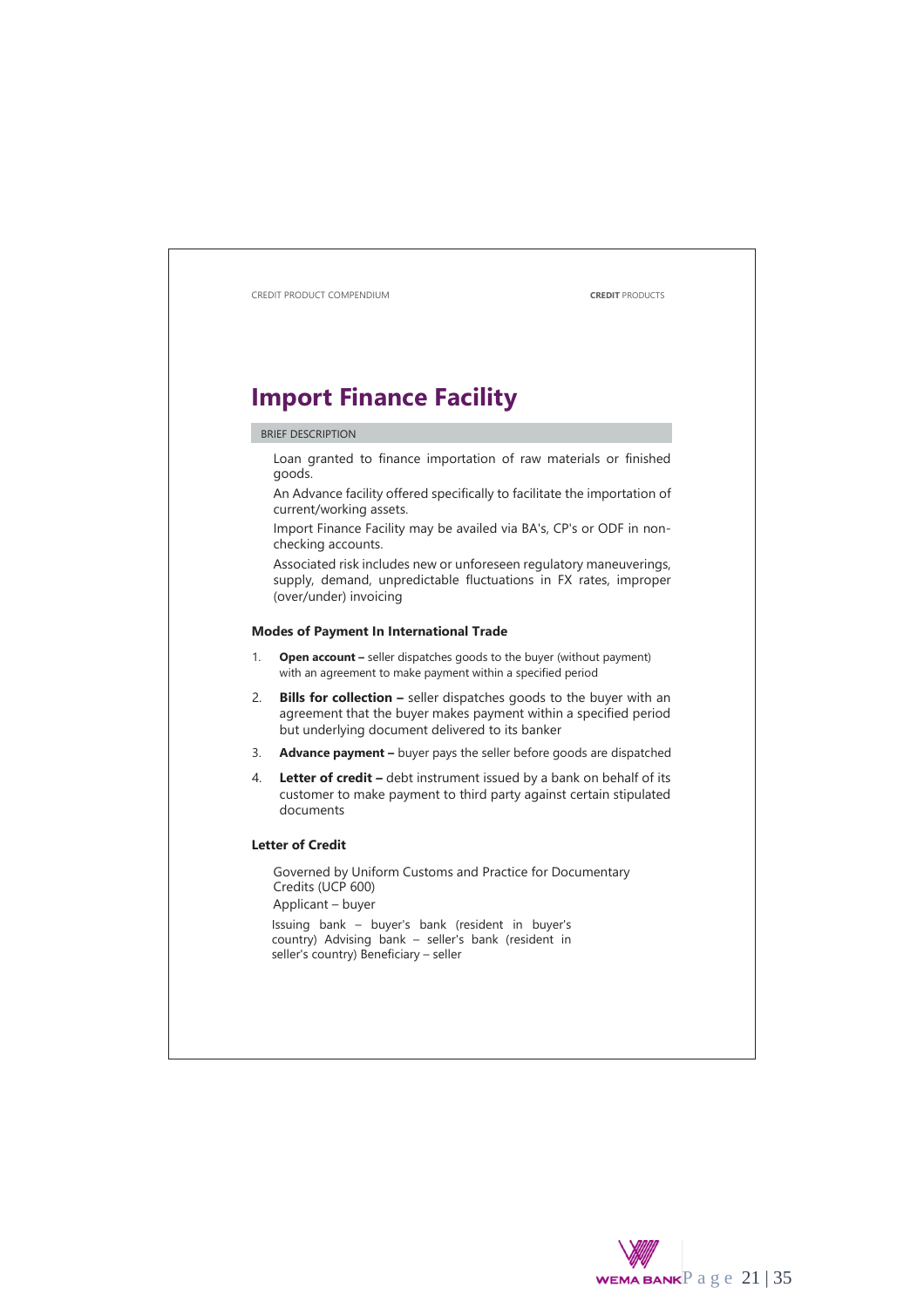# Import Finance Facility

BRIEF DESCRIPTION

Loan granted to finance importation of raw materials or finished goods.

An Advance facility offered specifically to facilitate the importation of current/working assets.

Import Finance Facility may be availed via BA's, CP's or ODF in non-checking accounts.

Associated risk includes new or unforeseen regulatory maneuverings, supply, demand, unpredictable fluctuations in FX rates, improper (over/under) invoicing

### Modes of Payment In International Trade

1. **Open account –** seller dispatches goods to the buyer (without payment) with an agreement to make payment within a specified period
2. **Bills for collection –** seller dispatches goods to the buyer with an agreement that the buyer makes payment within a specified period but underlying document delivered to its banker
3. **Advance payment –** buyer pays the seller before goods are dispatched
4. **Letter of credit –** debt instrument issued by a bank on behalf of its customer to make payment to third party against certain stipulated documents

### Letter of Credit

Governed by Uniform Customs and Practice for Documentary Credits (UCP 600)

Applicant – buyer

Issuing bank – buyer's bank (resident in buyer's country) Advising bank – seller's bank (resident in seller's country) Beneficiary – seller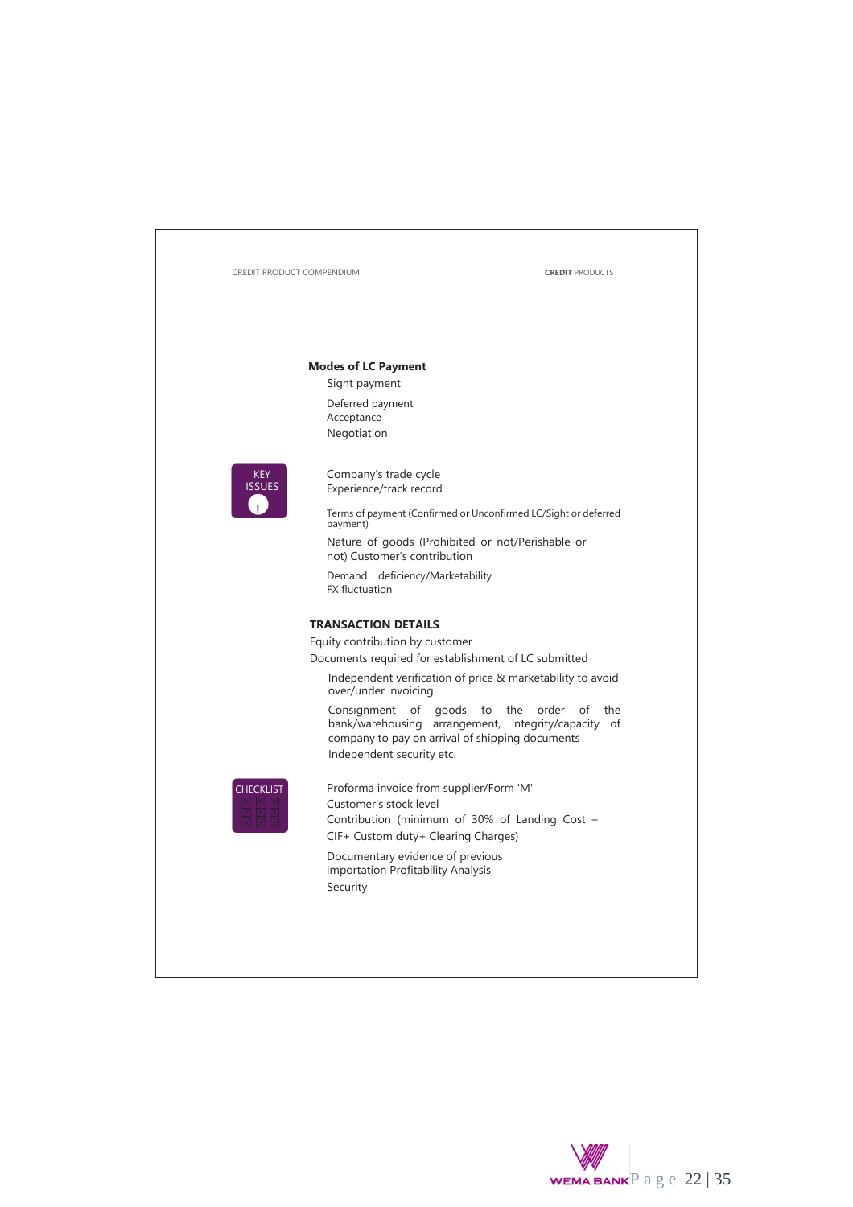**Modes of LC Payment**

- Sight payment
- Deferred payment
- Acceptance
- Negotiation

KEY ISSUES

- Company's trade cycle
- Experience/track record
- Terms of payment (Confirmed or Unconfirmed LC/Sight or deferred payment)
- Nature of goods (Prohibited or not/Perishable or not)
- Customer's contribution
- Demand deficiency/Marketability
- FX fluctuation

**TRANSACTION DETAILS**

Equity contribution by customer

Documents required for establishment of LC submitted

- Independent verification of price & marketability to avoid over/under invoicing
- Consignment of goods to the order of the bank/warehousing arrangement, integrity/capacity of company to pay on arrival of shipping documents
- Independent security etc.

CHECKLIST

- Proforma invoice from supplier/Form 'M'
- Customer's stock level
- Contribution (minimum of 30% of Landing Cost – CIF+ Custom duty+ Clearing Charges)
- Documentary evidence of previous importation
- Profitability Analysis
- Security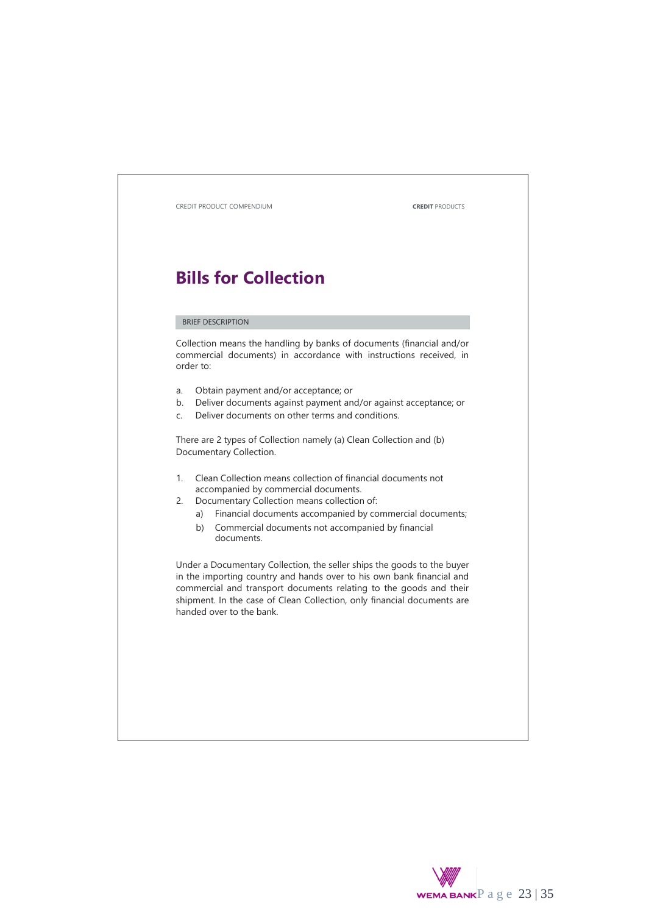# Bills for Collection

## BRIEF DESCRIPTION

Collection means the handling by banks of documents (financial and/or commercial documents) in accordance with instructions received, in order to:

a. Obtain payment and/or acceptance; or
b. Deliver documents against payment and/or against acceptance; or
c. Deliver documents on other terms and conditions.

There are 2 types of Collection namely (a) Clean Collection and (b) Documentary Collection.

1. Clean Collection means collection of financial documents not accompanied by commercial documents.
2. Documentary Collection means collection of:
   a) Financial documents accompanied by commercial documents;
   b) Commercial documents not accompanied by financial documents.

Under a Documentary Collection, the seller ships the goods to the buyer in the importing country and hands over to his own bank financial and commercial and transport documents relating to the goods and their shipment. In the case of Clean Collection, only financial documents are handed over to the bank.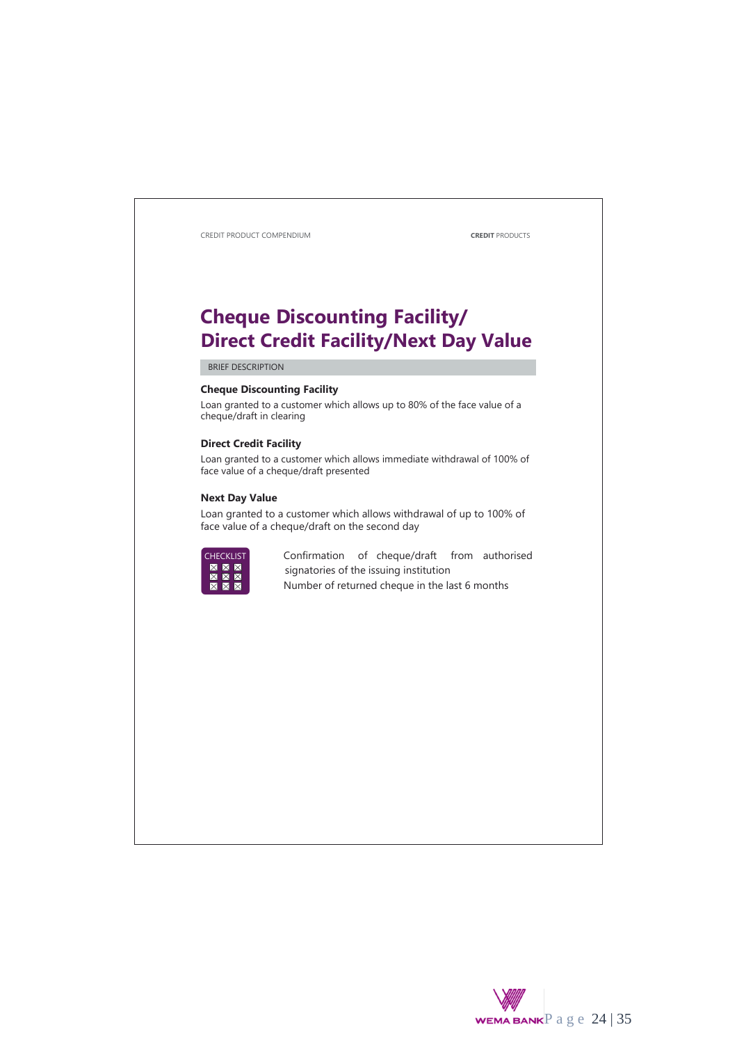# Cheque Discounting Facility/ Direct Credit Facility/Next Day Value

BRIEF DESCRIPTION

### Cheque Discounting Facility

Loan granted to a customer which allows up to 80% of the face value of a cheque/draft in clearing

### Direct Credit Facility

Loan granted to a customer which allows immediate withdrawal of 100% of face value of a cheque/draft presented

### Next Day Value

Loan granted to a customer which allows withdrawal of up to 100% of face value of a cheque/draft on the second day

CHECKLIST

- Confirmation of cheque/draft from authorised signatories of the issuing institution
- Number of returned cheque in the last 6 months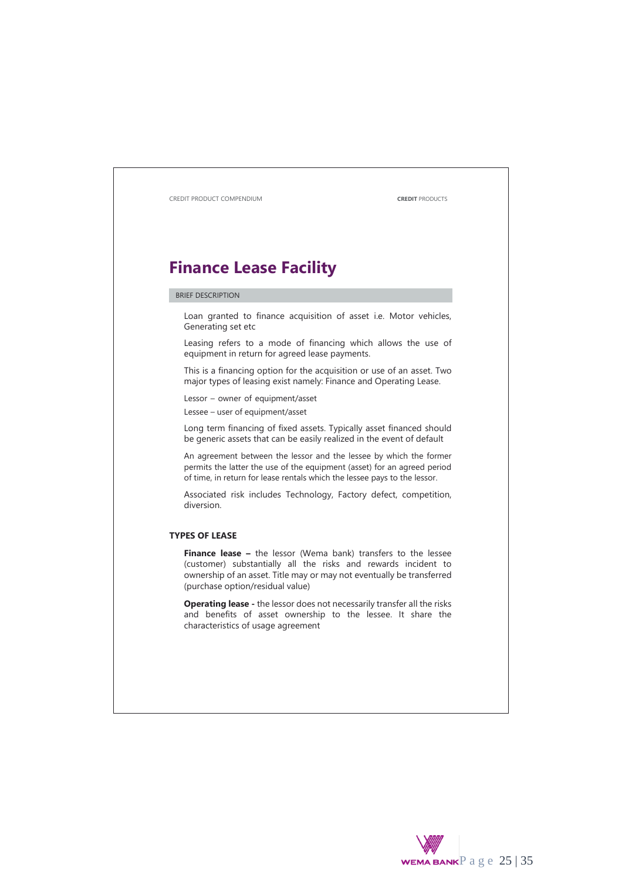# Finance Lease Facility

BRIEF DESCRIPTION

Loan granted to finance acquisition of asset i.e. Motor vehicles, Generating set etc

Leasing refers to a mode of financing which allows the use of equipment in return for agreed lease payments.

This is a financing option for the acquisition or use of an asset. Two major types of leasing exist namely: Finance and Operating Lease.

Lessor – owner of equipment/asset

Lessee – user of equipment/asset

Long term financing of fixed assets. Typically asset financed should be generic assets that can be easily realized in the event of default

An agreement between the lessor and the lessee by which the former permits the latter the use of the equipment (asset) for an agreed period of time, in return for lease rentals which the lessee pays to the lessor.

Associated risk includes Technology, Factory defect, competition, diversion.

**TYPES OF LEASE**

**Finance lease –** the lessor (Wema bank) transfers to the lessee (customer) substantially all the risks and rewards incident to ownership of an asset. Title may or may not eventually be transferred (purchase option/residual value)

**Operating lease -** the lessor does not necessarily transfer all the risks and benefits of asset ownership to the lessee. It share the characteristics of usage agreement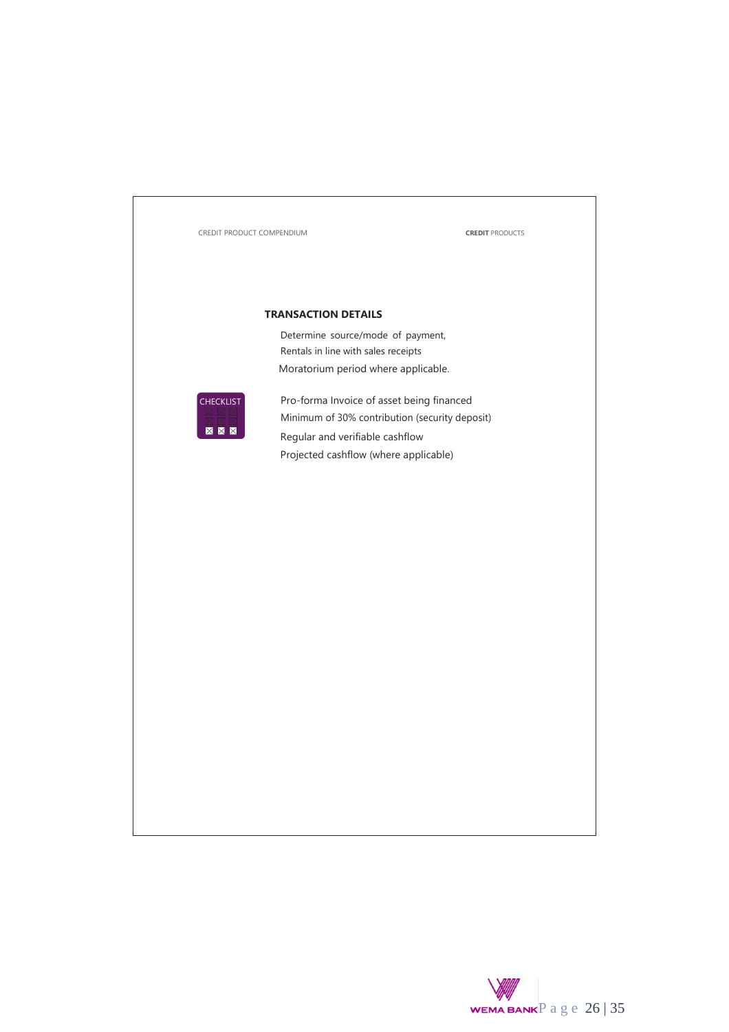## TRANSACTION DETAILS

Determine source/mode of payment,
Rentals in line with sales receipts
Moratorium period where applicable.

CHECKLIST

Pro-forma Invoice of asset being financed
Minimum of 30% contribution (security deposit)
Regular and verifiable cashflow
Projected cashflow (where applicable)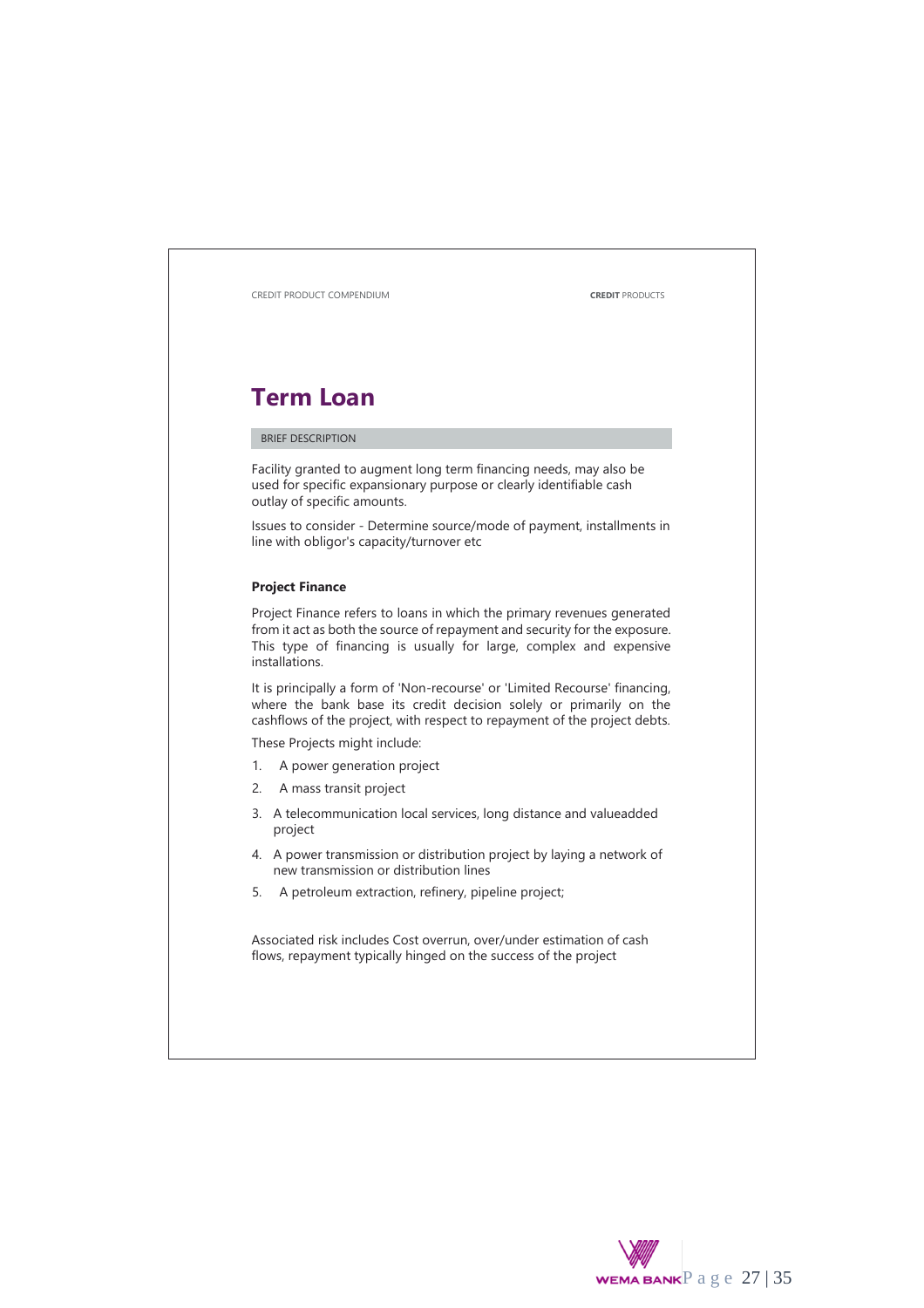# Term Loan

BRIEF DESCRIPTION

Facility granted to augment long term financing needs, may also be used for specific expansionary purpose or clearly identifiable cash outlay of specific amounts.

Issues to consider - Determine source/mode of payment, installments in line with obligor's capacity/turnover etc

**Project Finance**

Project Finance refers to loans in which the primary revenues generated from it act as both the source of repayment and security for the exposure. This type of financing is usually for large, complex and expensive installations.

It is principally a form of 'Non-recourse' or 'Limited Recourse' financing, where the bank base its credit decision solely or primarily on the cashflows of the project, with respect to repayment of the project debts.

These Projects might include:

1. A power generation project
2. A mass transit project
3. A telecommunication local services, long distance and valueadded project
4. A power transmission or distribution project by laying a network of new transmission or distribution lines
5. A petroleum extraction, refinery, pipeline project;

Associated risk includes Cost overrun, over/under estimation of cash flows, repayment typically hinged on the success of the project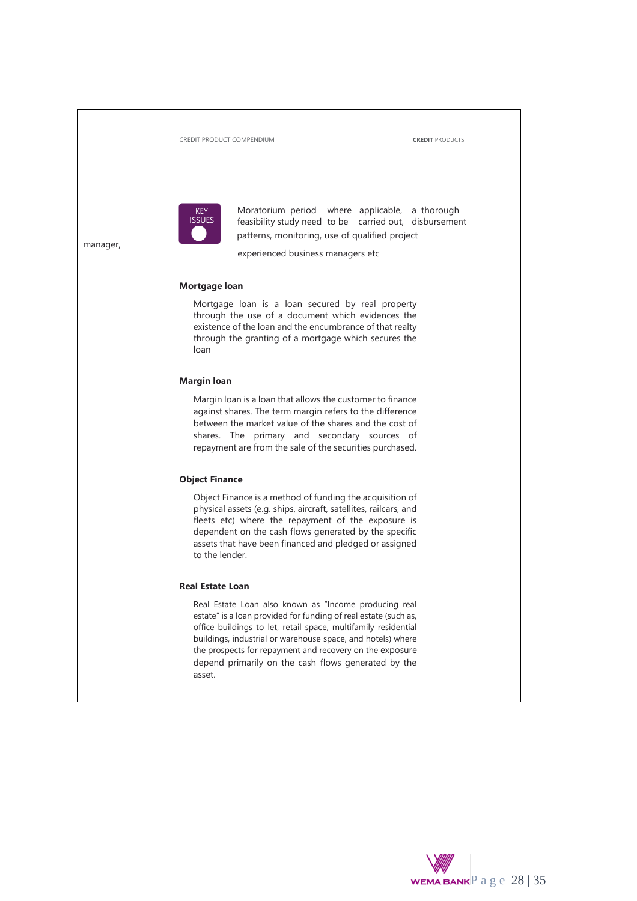**KEY ISSUES**

Moratorium period where applicable, a thorough feasibility study need to be carried out, disbursement patterns, monitoring, use of qualified project manager, experienced business managers etc

### Mortgage loan

Mortgage loan is a loan secured by real property through the use of a document which evidences the existence of the loan and the encumbrance of that realty through the granting of a mortgage which secures the loan

### Margin loan

Margin loan is a loan that allows the customer to finance against shares. The term margin refers to the difference between the market value of the shares and the cost of shares. The primary and secondary sources of repayment are from the sale of the securities purchased.

### Object Finance

Object Finance is a method of funding the acquisition of physical assets (e.g. ships, aircraft, satellites, railcars, and fleets etc) where the repayment of the exposure is dependent on the cash flows generated by the specific assets that have been financed and pledged or assigned to the lender.

### Real Estate Loan

Real Estate Loan also known as "Income producing real estate" is a loan provided for funding of real estate (such as, office buildings to let, retail space, multifamily residential buildings, industrial or warehouse space, and hotels) where the prospects for repayment and recovery on the exposure depend primarily on the cash flows generated by the asset.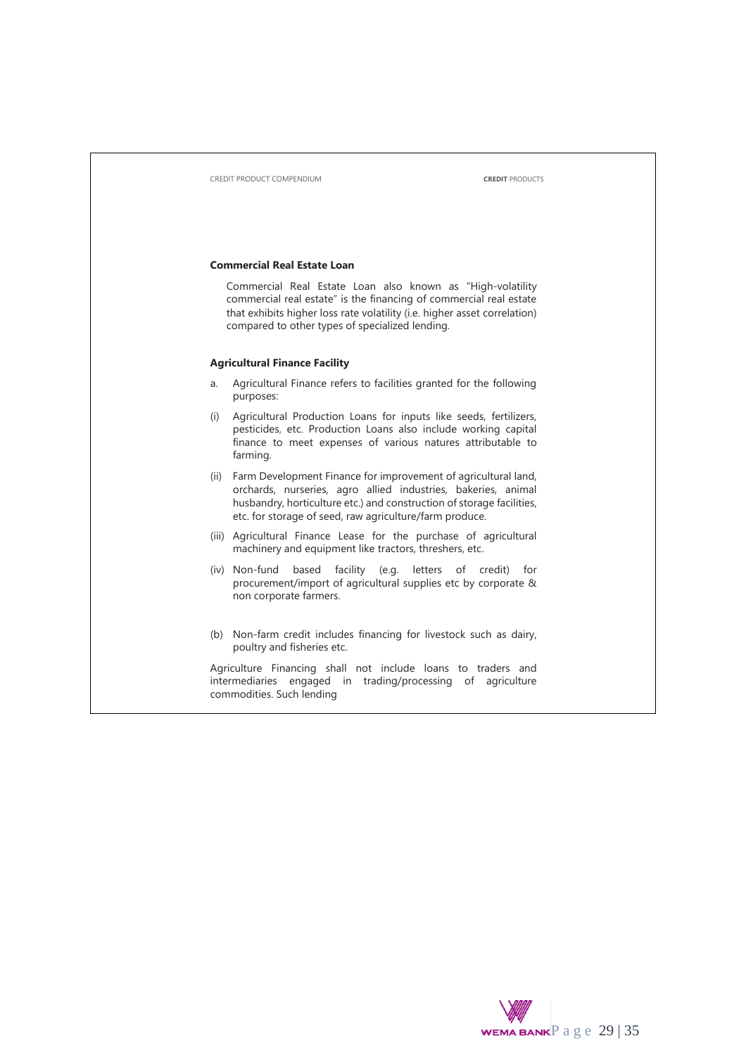### Commercial Real Estate Loan

Commercial Real Estate Loan also known as "High-volatility commercial real estate" is the financing of commercial real estate that exhibits higher loss rate volatility (i.e. higher asset correlation) compared to other types of specialized lending.

### Agricultural Finance Facility

a. Agricultural Finance refers to facilities granted for the following purposes:

(i) Agricultural Production Loans for inputs like seeds, fertilizers, pesticides, etc. Production Loans also include working capital finance to meet expenses of various natures attributable to farming.

(ii) Farm Development Finance for improvement of agricultural land, orchards, nurseries, agro allied industries, bakeries, animal husbandry, horticulture etc.) and construction of storage facilities, etc. for storage of seed, raw agriculture/farm produce.

(iii) Agricultural Finance Lease for the purchase of agricultural machinery and equipment like tractors, threshers, etc.

(iv) Non-fund based facility (e.g. letters of credit) for procurement/import of agricultural supplies etc by corporate & non corporate farmers.

(b) Non-farm credit includes financing for livestock such as dairy, poultry and fisheries etc.

Agriculture Financing shall not include loans to traders and intermediaries engaged in trading/processing of agriculture commodities. Such lending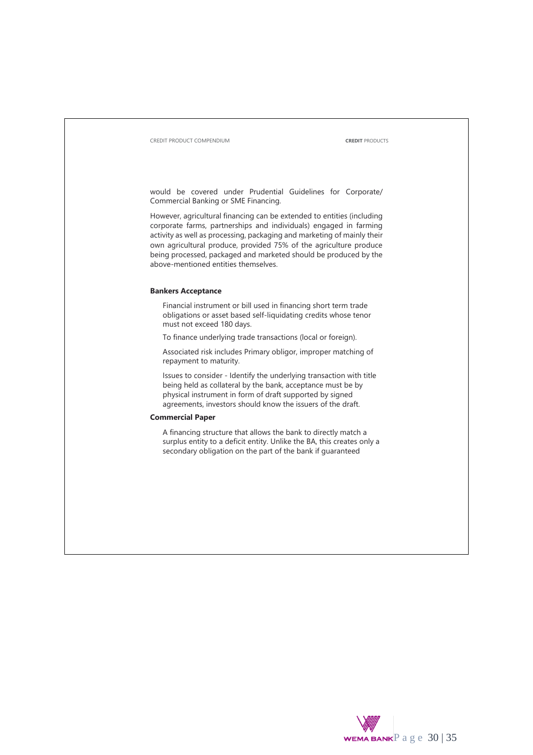would be covered under Prudential Guidelines for Corporate/ Commercial Banking or SME Financing.

However, agricultural financing can be extended to entities (including corporate farms, partnerships and individuals) engaged in farming activity as well as processing, packaging and marketing of mainly their own agricultural produce, provided 75% of the agriculture produce being processed, packaged and marketed should be produced by the above-mentioned entities themselves.

**Bankers Acceptance**

Financial instrument or bill used in financing short term trade obligations or asset based self-liquidating credits whose tenor must not exceed 180 days.

To finance underlying trade transactions (local or foreign).

Associated risk includes Primary obligor, improper matching of repayment to maturity.

Issues to consider - Identify the underlying transaction with title being held as collateral by the bank, acceptance must be by physical instrument in form of draft supported by signed agreements, investors should know the issuers of the draft.

**Commercial Paper**

A financing structure that allows the bank to directly match a surplus entity to a deficit entity. Unlike the BA, this creates only a secondary obligation on the part of the bank if guaranteed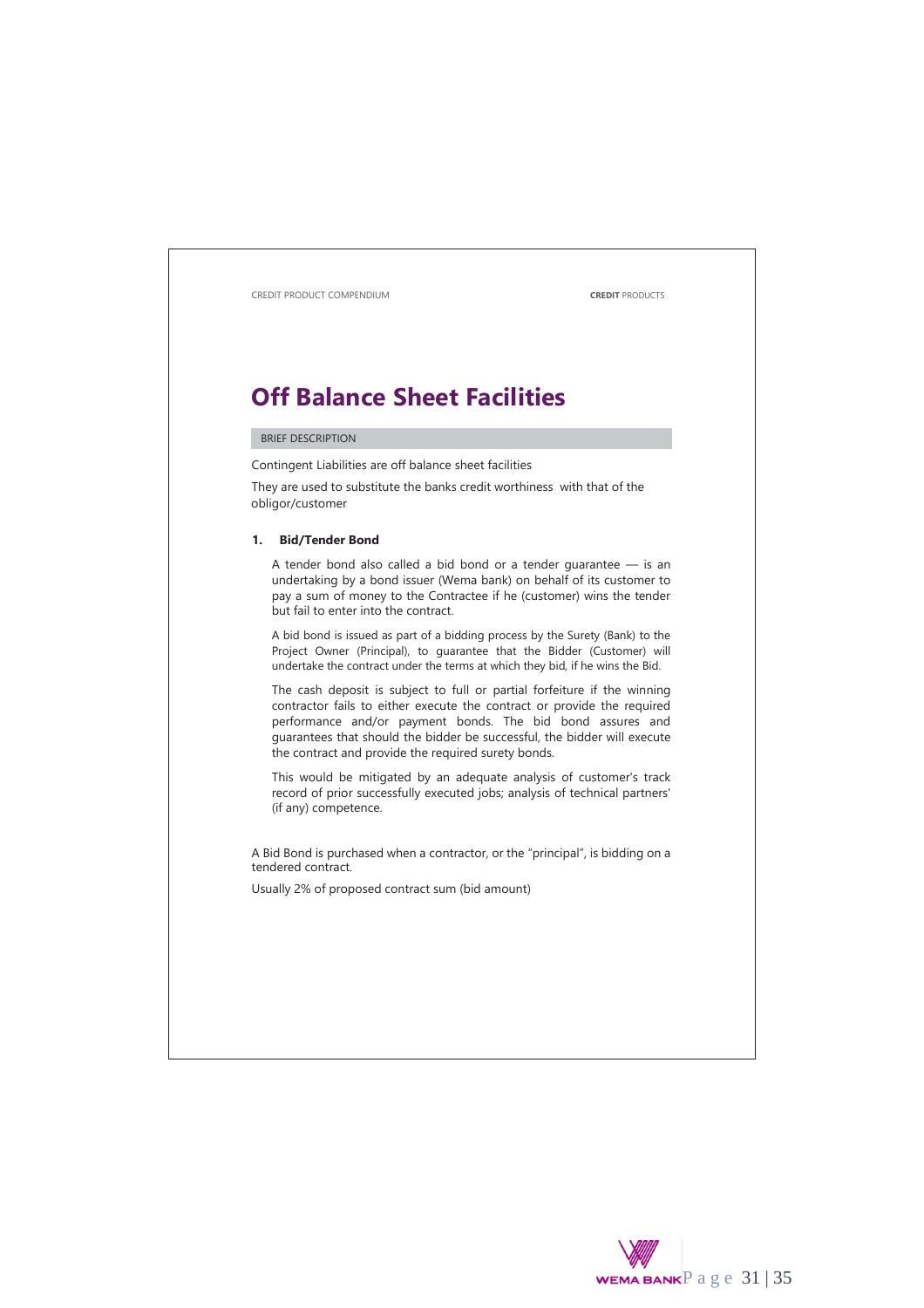# Off Balance Sheet Facilities

BRIEF DESCRIPTION

Contingent Liabilities are off balance sheet facilities

They are used to substitute the banks credit worthiness with that of the obligor/customer

## 1. Bid/Tender Bond

A tender bond also called a bid bond or a tender guarantee — is an undertaking by a bond issuer (Wema bank) on behalf of its customer to pay a sum of money to the Contractee if he (customer) wins the tender but fail to enter into the contract.

A bid bond is issued as part of a bidding process by the Surety (Bank) to the Project Owner (Principal), to guarantee that the Bidder (Customer) will undertake the contract under the terms at which they bid, if he wins the Bid.

The cash deposit is subject to full or partial forfeiture if the winning contractor fails to either execute the contract or provide the required performance and/or payment bonds. The bid bond assures and guarantees that should the bidder be successful, the bidder will execute the contract and provide the required surety bonds.

This would be mitigated by an adequate analysis of customer's track record of prior successfully executed jobs; analysis of technical partners' (if any) competence.

A Bid Bond is purchased when a contractor, or the "principal", is bidding on a tendered contract.

Usually 2% of proposed contract sum (bid amount)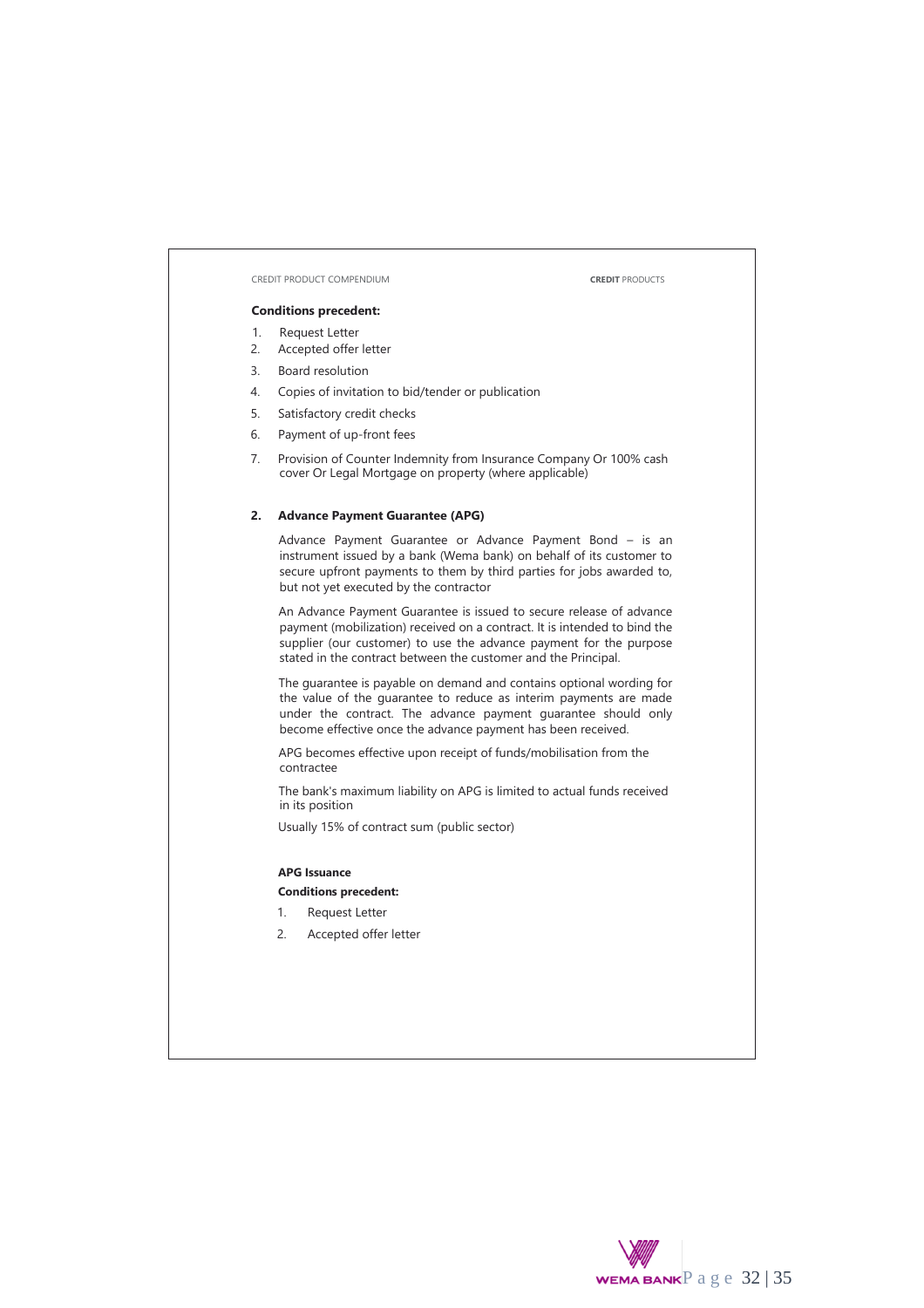**Conditions precedent:**

1. Request Letter
2. Accepted offer letter
3. Board resolution
4. Copies of invitation to bid/tender or publication
5. Satisfactory credit checks
6. Payment of up-front fees
7. Provision of Counter Indemnity from Insurance Company Or 100% cash cover Or Legal Mortgage on property (where applicable)

**2. Advance Payment Guarantee (APG)**

Advance Payment Guarantee or Advance Payment Bond – is an instrument issued by a bank (Wema bank) on behalf of its customer to secure upfront payments to them by third parties for jobs awarded to, but not yet executed by the contractor

An Advance Payment Guarantee is issued to secure release of advance payment (mobilization) received on a contract. It is intended to bind the supplier (our customer) to use the advance payment for the purpose stated in the contract between the customer and the Principal.

The guarantee is payable on demand and contains optional wording for the value of the guarantee to reduce as interim payments are made under the contract. The advance payment guarantee should only become effective once the advance payment has been received.

APG becomes effective upon receipt of funds/mobilisation from the contractee

The bank's maximum liability on APG is limited to actual funds received in its position

Usually 15% of contract sum (public sector)

**APG Issuance**

**Conditions precedent:**

1. Request Letter
2. Accepted offer letter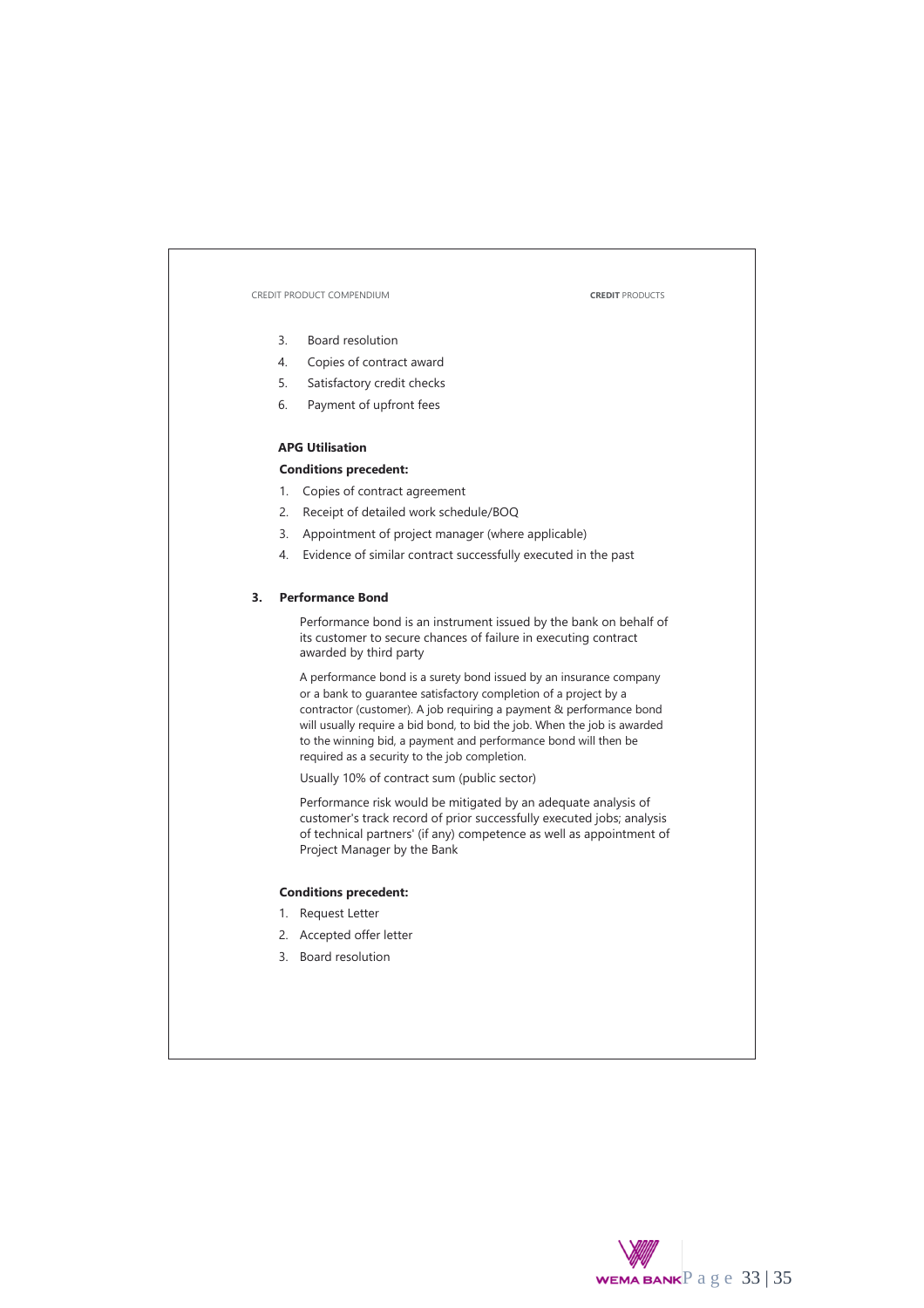3. Board resolution
4. Copies of contract award
5. Satisfactory credit checks
6. Payment of upfront fees

**APG Utilisation**

**Conditions precedent:**

1. Copies of contract agreement
2. Receipt of detailed work schedule/BOQ
3. Appointment of project manager (where applicable)
4. Evidence of similar contract successfully executed in the past

## 3. Performance Bond

Performance bond is an instrument issued by the bank on behalf of its customer to secure chances of failure in executing contract awarded by third party

A performance bond is a surety bond issued by an insurance company or a bank to guarantee satisfactory completion of a project by a contractor (customer). A job requiring a payment & performance bond will usually require a bid bond, to bid the job. When the job is awarded to the winning bid, a payment and performance bond will then be required as a security to the job completion.

Usually 10% of contract sum (public sector)

Performance risk would be mitigated by an adequate analysis of customer's track record of prior successfully executed jobs; analysis of technical partners' (if any) competence as well as appointment of Project Manager by the Bank

**Conditions precedent:**

1. Request Letter
2. Accepted offer letter
3. Board resolution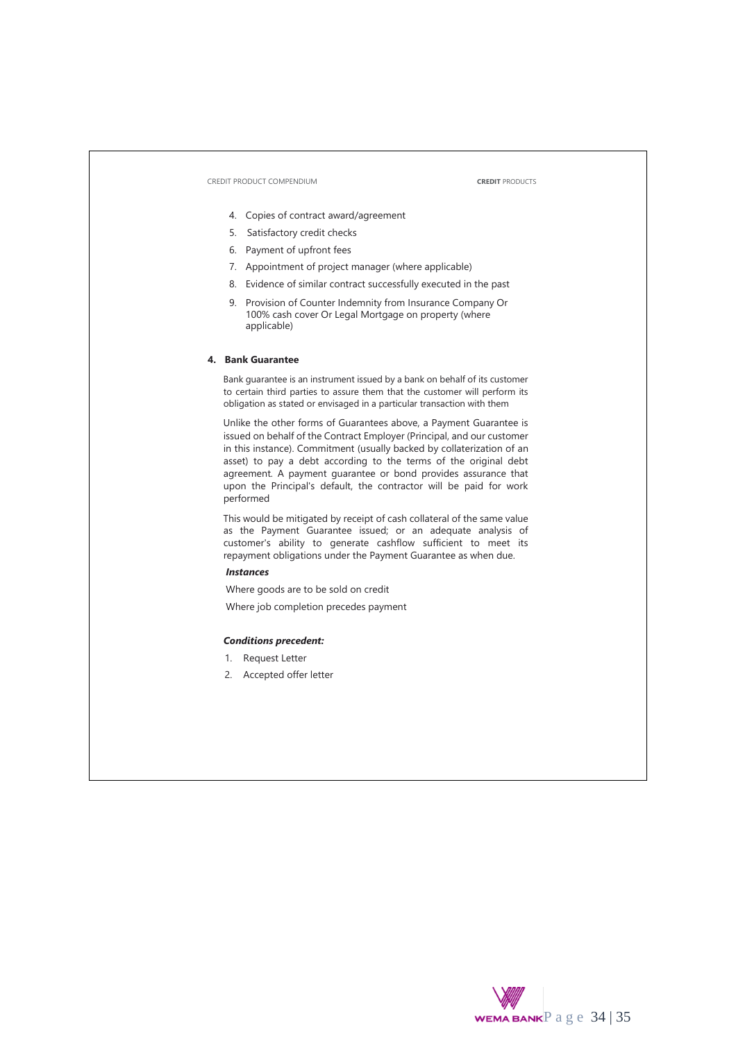4. Copies of contract award/agreement
5. Satisfactory credit checks
6. Payment of upfront fees
7. Appointment of project manager (where applicable)
8. Evidence of similar contract successfully executed in the past
9. Provision of Counter Indemnity from Insurance Company Or 100% cash cover Or Legal Mortgage on property (where applicable)

## 4. Bank Guarantee

Bank guarantee is an instrument issued by a bank on behalf of its customer to certain third parties to assure them that the customer will perform its obligation as stated or envisaged in a particular transaction with them

Unlike the other forms of Guarantees above, a Payment Guarantee is issued on behalf of the Contract Employer (Principal, and our customer in this instance). Commitment (usually backed by collaterization of an asset) to pay a debt according to the terms of the original debt agreement. A payment guarantee or bond provides assurance that upon the Principal's default, the contractor will be paid for work performed

This would be mitigated by receipt of cash collateral of the same value as the Payment Guarantee issued; or an adequate analysis of customer's ability to generate cashflow sufficient to meet its repayment obligations under the Payment Guarantee as when due.

***Instances***

Where goods are to be sold on credit

Where job completion precedes payment

***Conditions precedent:***

1. Request Letter
2. Accepted offer letter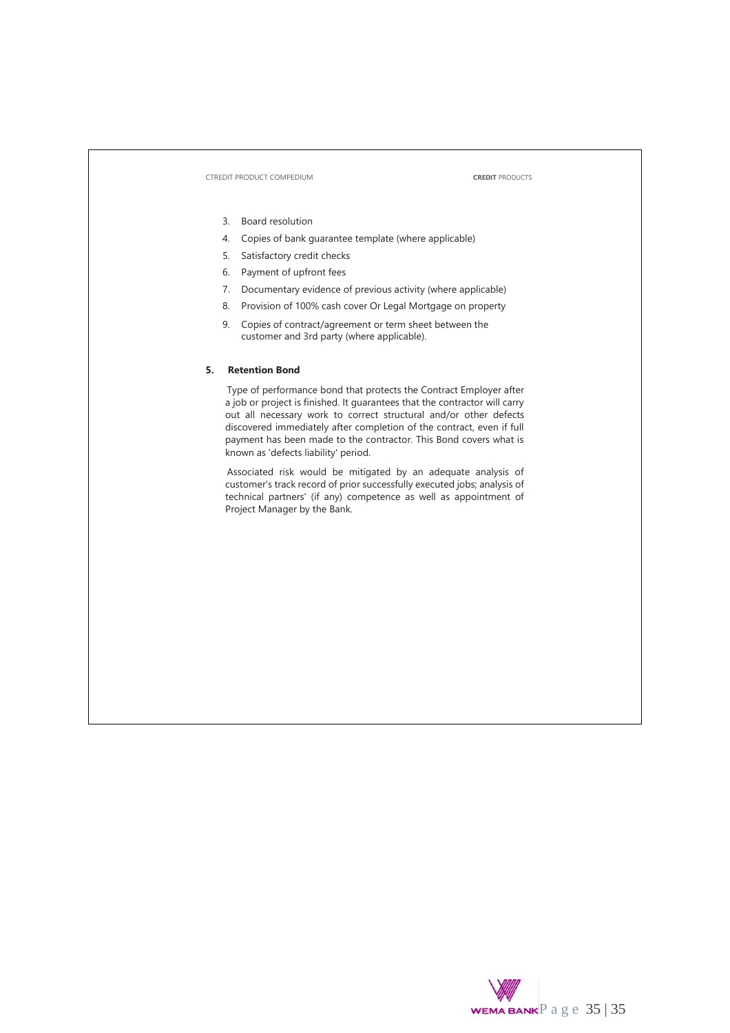3. Board resolution
4. Copies of bank guarantee template (where applicable)
5. Satisfactory credit checks
6. Payment of upfront fees
7. Documentary evidence of previous activity (where applicable)
8. Provision of 100% cash cover Or Legal Mortgage on property
9. Copies of contract/agreement or term sheet between the customer and 3rd party (where applicable).

## 5. Retention Bond

Type of performance bond that protects the Contract Employer after a job or project is finished. It guarantees that the contractor will carry out all necessary work to correct structural and/or other defects discovered immediately after completion of the contract, even if full payment has been made to the contractor. This Bond covers what is known as 'defects liability' period.

Associated risk would be mitigated by an adequate analysis of customer's track record of prior successfully executed jobs; analysis of technical partners' (if any) competence as well as appointment of Project Manager by the Bank.